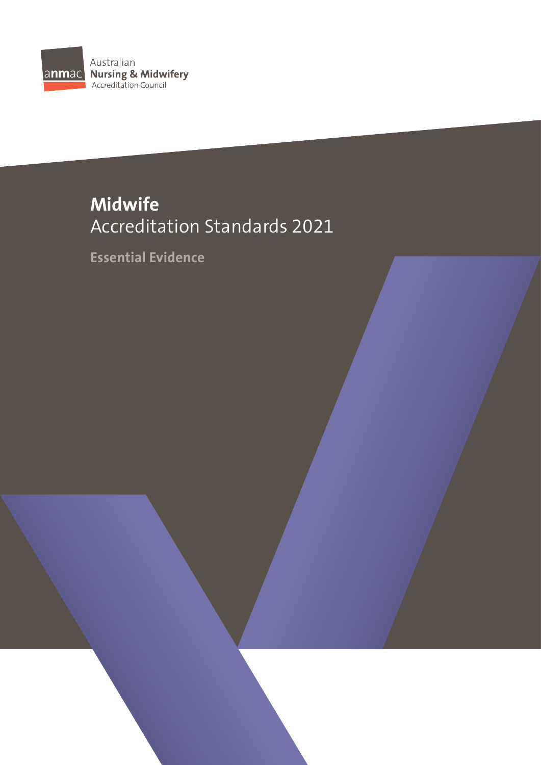anmac Australian **Nursing & Midwifery** Accreditation Council

# **Midwife**
# Accreditation Standards 2021

**Essential Evidence**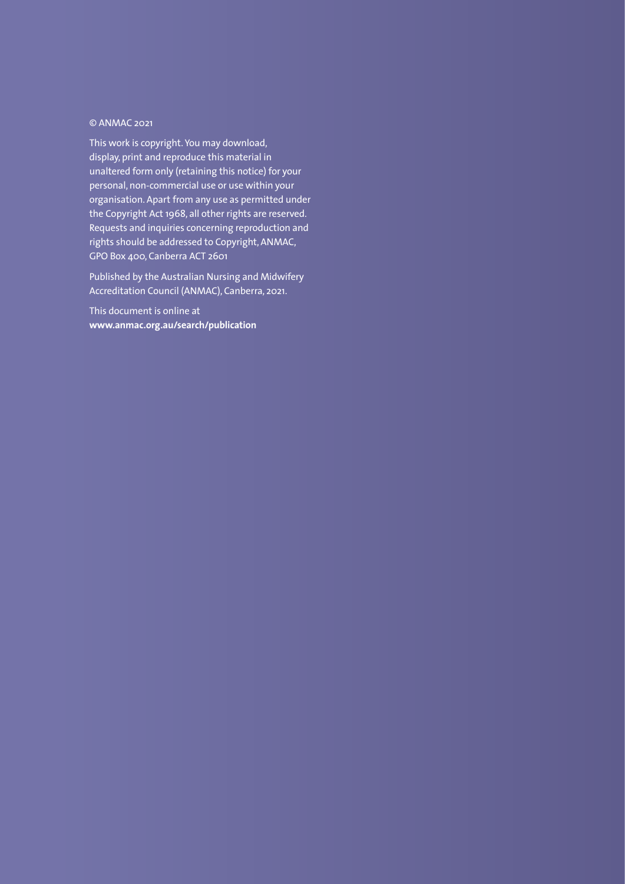© ANMAC 2021

This work is copyright. You may download, display, print and reproduce this material in unaltered form only (retaining this notice) for your personal, non-commercial use or use within your organisation. Apart from any use as permitted under the Copyright Act 1968, all other rights are reserved. Requests and inquiries concerning reproduction and rights should be addressed to Copyright, ANMAC, GPO Box 400, Canberra ACT 2601

Published by the Australian Nursing and Midwifery Accreditation Council (ANMAC), Canberra, 2021.

This document is online at
**www.anmac.org.au/search/publication**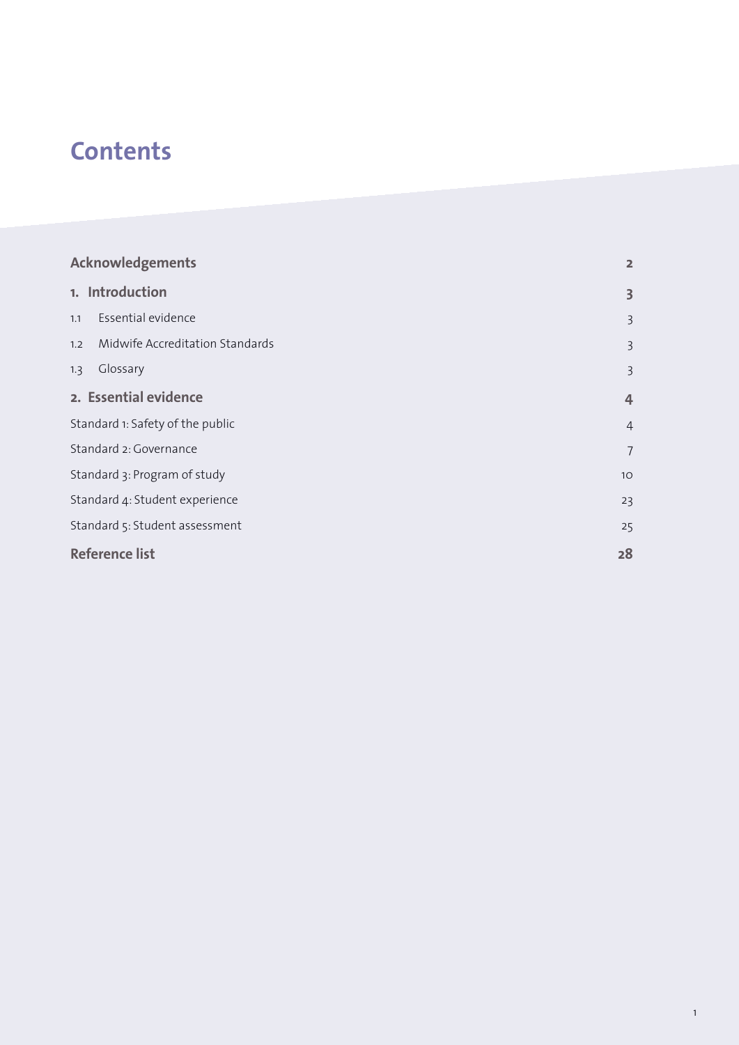# Contents

| | |
|---|---|
| **Acknowledgements** | **2** |
| **1. Introduction** | **3** |
| 1.1 Essential evidence | 3 |
| 1.2 Midwife Accreditation Standards | 3 |
| 1.3 Glossary | 3 |
| **2. Essential evidence** | **4** |
| Standard 1: Safety of the public | 4 |
| Standard 2: Governance | 7 |
| Standard 3: Program of study | 10 |
| Standard 4: Student experience | 23 |
| Standard 5: Student assessment | 25 |
| **Reference list** | **28** |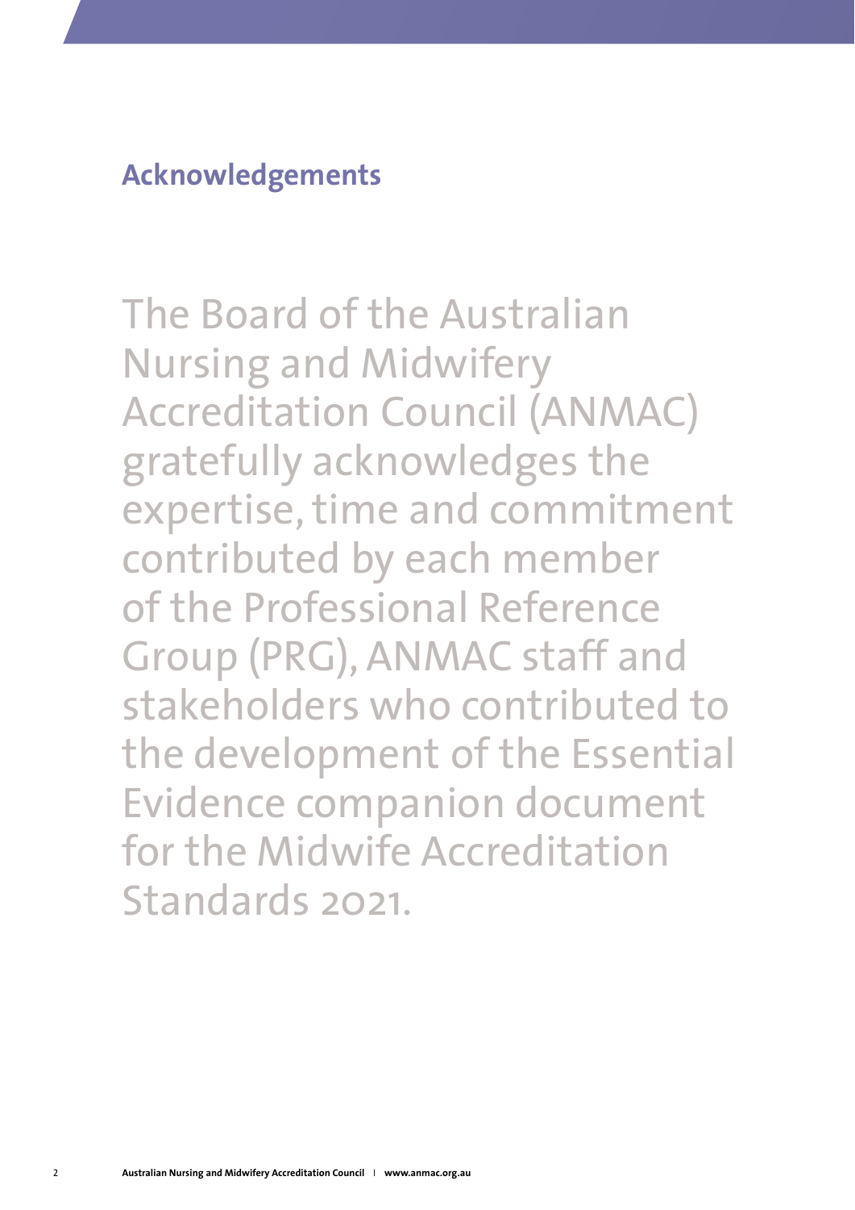## Acknowledgements

The Board of the Australian Nursing and Midwifery Accreditation Council (ANMAC) gratefully acknowledges the expertise, time and commitment contributed by each member of the Professional Reference Group (PRG), ANMAC staff and stakeholders who contributed to the development of the Essential Evidence companion document for the Midwife Accreditation Standards 2021.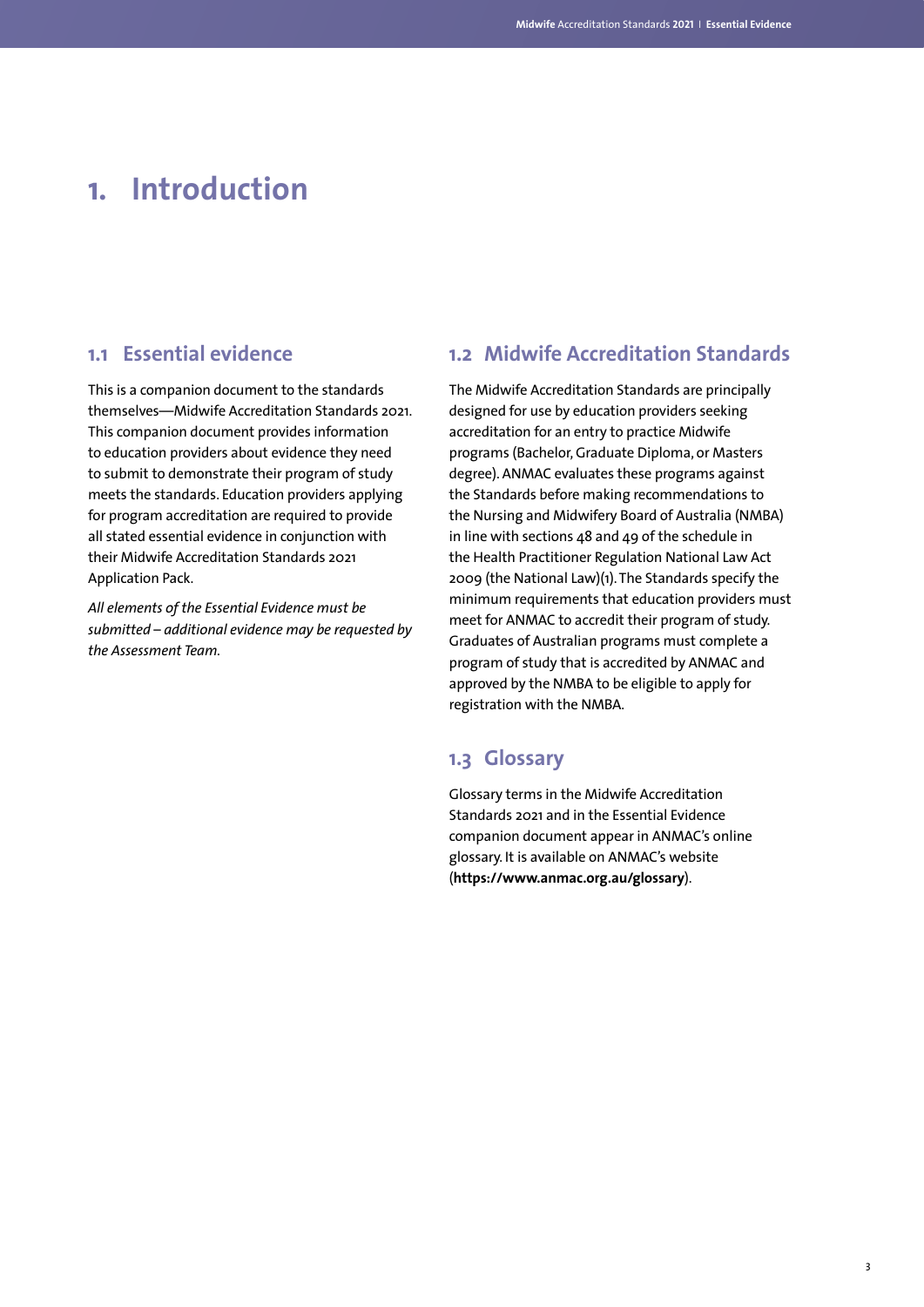# 1. Introduction

## 1.1 Essential evidence

This is a companion document to the standards themselves—Midwife Accreditation Standards 2021. This companion document provides information to education providers about evidence they need to submit to demonstrate their program of study meets the standards. Education providers applying for program accreditation are required to provide all stated essential evidence in conjunction with their Midwife Accreditation Standards 2021 Application Pack.

*All elements of the Essential Evidence must be submitted – additional evidence may be requested by the Assessment Team.*

## 1.2 Midwife Accreditation Standards

The Midwife Accreditation Standards are principally designed for use by education providers seeking accreditation for an entry to practice Midwife programs (Bachelor, Graduate Diploma, or Masters degree). ANMAC evaluates these programs against the Standards before making recommendations to the Nursing and Midwifery Board of Australia (NMBA) in line with sections 48 and 49 of the schedule in the Health Practitioner Regulation National Law Act 2009 (the National Law)(1). The Standards specify the minimum requirements that education providers must meet for ANMAC to accredit their program of study. Graduates of Australian programs must complete a program of study that is accredited by ANMAC and approved by the NMBA to be eligible to apply for registration with the NMBA.

## 1.3 Glossary

Glossary terms in the Midwife Accreditation Standards 2021 and in the Essential Evidence companion document appear in ANMAC's online glossary. It is available on ANMAC's website (**https://www.anmac.org.au/glossary**).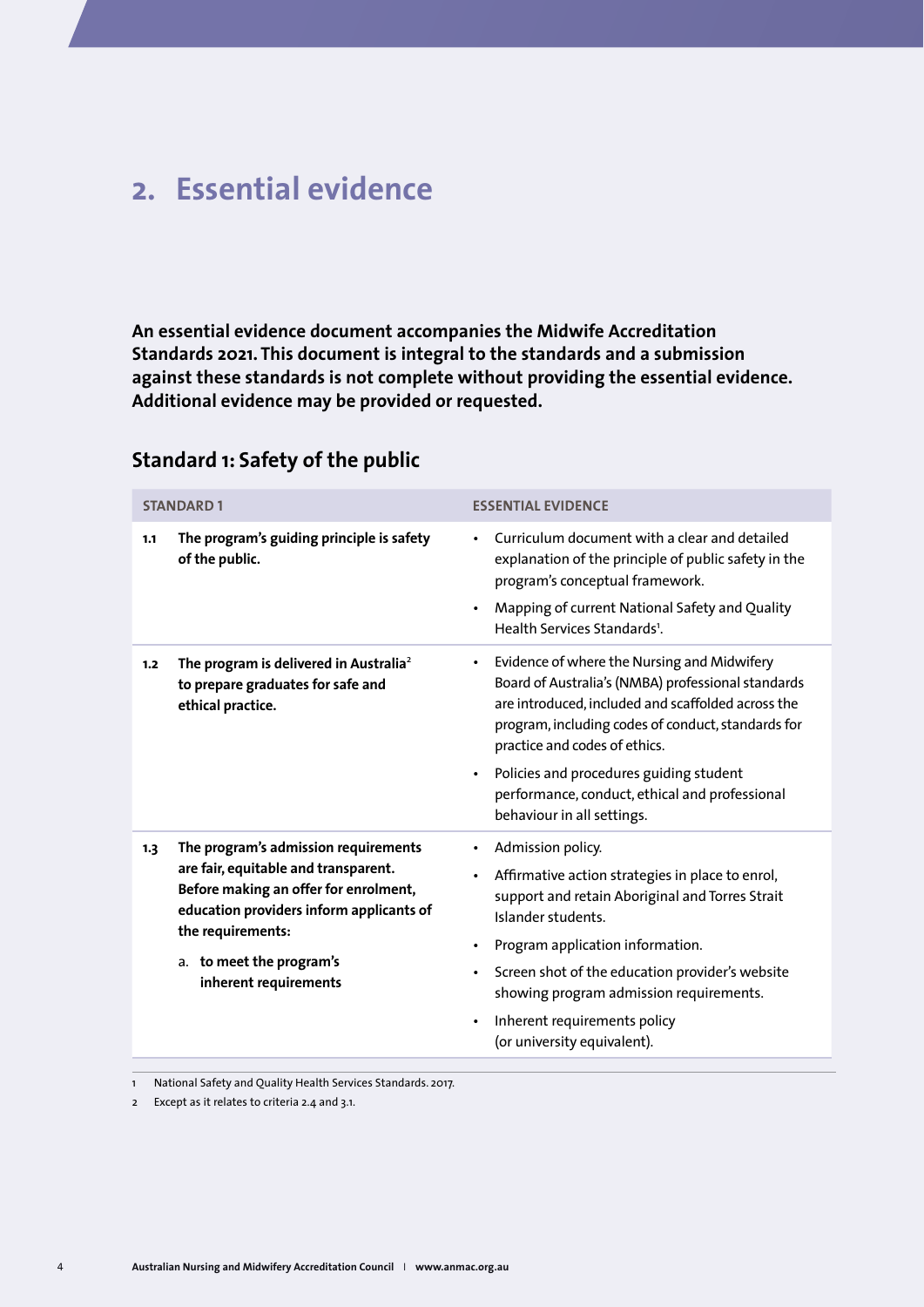# 2. Essential evidence

**An essential evidence document accompanies the Midwife Accreditation Standards 2021. This document is integral to the standards and a submission against these standards is not complete without providing the essential evidence. Additional evidence may be provided or requested.**

## Standard 1: Safety of the public

| STANDARD 1 | | ESSENTIAL EVIDENCE |
|---|---|---|
| 1.1 | **The program's guiding principle is safety of the public.** | • Curriculum document with a clear and detailed explanation of the principle of public safety in the program's conceptual framework.<br>• Mapping of current National Safety and Quality Health Services Standards[1]. |
| 1.2 | **The program is delivered in Australia[2] to prepare graduates for safe and ethical practice.** | • Evidence of where the Nursing and Midwifery Board of Australia's (NMBA) professional standards are introduced, included and scaffolded across the program, including codes of conduct, standards for practice and codes of ethics.<br>• Policies and procedures guiding student performance, conduct, ethical and professional behaviour in all settings. |
| 1.3 | **The program's admission requirements are fair, equitable and transparent. Before making an offer for enrolment, education providers inform applicants of the requirements:**<br>a. **to meet the program's inherent requirements** | • Admission policy.<br>• Affirmative action strategies in place to enrol, support and retain Aboriginal and Torres Strait Islander students.<br>• Program application information.<br>• Screen shot of the education provider's website showing program admission requirements.<br>• Inherent requirements policy (or university equivalent). |

1 National Safety and Quality Health Services Standards. 2017.

2 Except as it relates to criteria 2.4 and 3.1.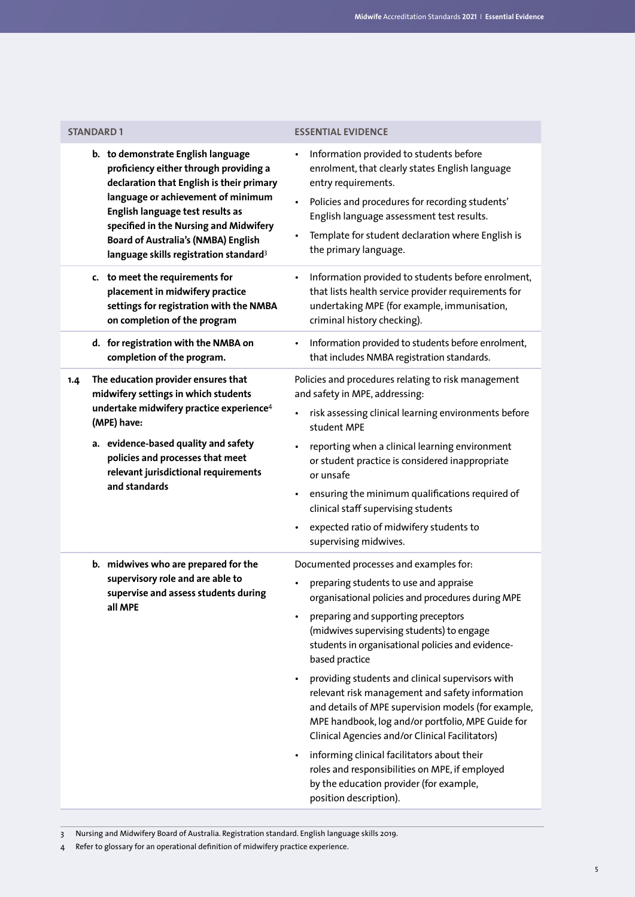| STANDARD 1 | ESSENTIAL EVIDENCE |
|---|---|
| **b. to demonstrate English language proficiency either through providing a declaration that English is their primary language or achievement of minimum English language test results as specified in the Nursing and Midwifery Board of Australia's (NMBA) English language skills registration standard**[3] | • Information provided to students before enrolment, that clearly states English language entry requirements.<br>• Policies and procedures for recording students' English language assessment test results.<br>• Template for student declaration where English is the primary language. |
| **c. to meet the requirements for placement in midwifery practice settings for registration with the NMBA on completion of the program** | • Information provided to students before enrolment, that lists health service provider requirements for undertaking MPE (for example, immunisation, criminal history checking). |
| **d. for registration with the NMBA on completion of the program.** | • Information provided to students before enrolment, that includes NMBA registration standards. |
| **1.4 The education provider ensures that midwifery settings in which students undertake midwifery practice experience**[4] **(MPE) have:**<br><br>**a. evidence-based quality and safety policies and processes that meet relevant jurisdictional requirements and standards** | Policies and procedures relating to risk management and safety in MPE, addressing:<br>• risk assessing clinical learning environments before student MPE<br>• reporting when a clinical learning environment or student practice is considered inappropriate or unsafe<br>• ensuring the minimum qualifications required of clinical staff supervising students<br>• expected ratio of midwifery students to supervising midwives. |
| **b. midwives who are prepared for the supervisory role and are able to supervise and assess students during all MPE** | Documented processes and examples for:<br>• preparing students to use and appraise organisational policies and procedures during MPE<br>• preparing and supporting preceptors (midwives supervising students) to engage students in organisational policies and evidence-based practice<br>• providing students and clinical supervisors with relevant risk management and safety information and details of MPE supervision models (for example, MPE handbook, log and/or portfolio, MPE Guide for Clinical Agencies and/or Clinical Facilitators)<br>• informing clinical facilitators about their roles and responsibilities on MPE, if employed by the education provider (for example, position description). |

3 Nursing and Midwifery Board of Australia. Registration standard. English language skills 2019.

4 Refer to glossary for an operational definition of midwifery practice experience.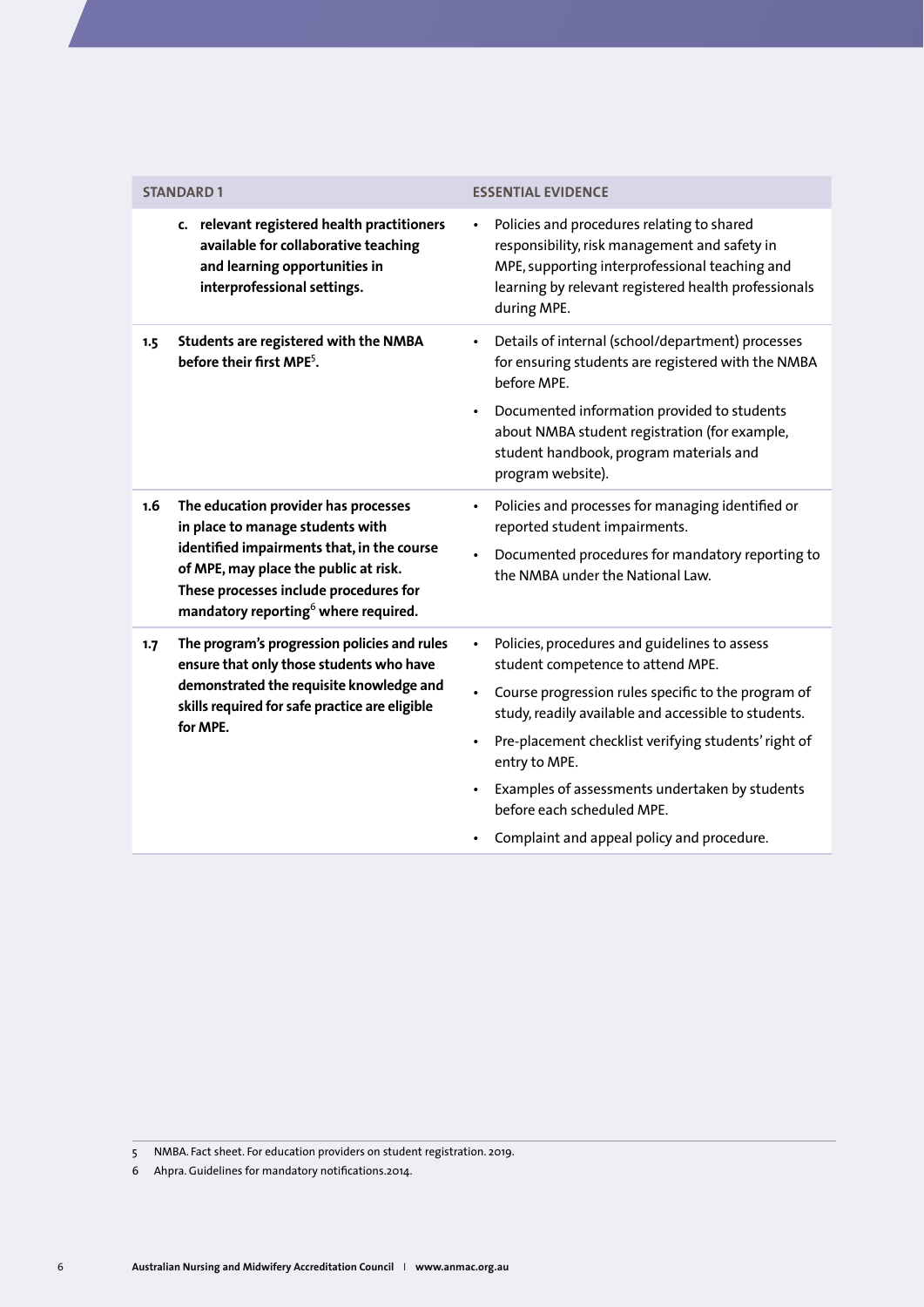| STANDARD 1 | | ESSENTIAL EVIDENCE |
| --- | --- | --- |
| | **c. relevant registered health practitioners available for collaborative teaching and learning opportunities in interprofessional settings.** | • Policies and procedures relating to shared responsibility, risk management and safety in MPE, supporting interprofessional teaching and learning by relevant registered health professionals during MPE. |
| 1.5 | **Students are registered with the NMBA before their first MPE[5].** | • Details of internal (school/department) processes for ensuring students are registered with the NMBA before MPE.<br>• Documented information provided to students about NMBA student registration (for example, student handbook, program materials and program website). |
| 1.6 | **The education provider has processes in place to manage students with identified impairments that, in the course of MPE, may place the public at risk. These processes include procedures for mandatory reporting[6] where required.** | • Policies and processes for managing identified or reported student impairments.<br>• Documented procedures for mandatory reporting to the NMBA under the National Law. |
| 1.7 | **The program's progression policies and rules ensure that only those students who have demonstrated the requisite knowledge and skills required for safe practice are eligible for MPE.** | • Policies, procedures and guidelines to assess student competence to attend MPE.<br>• Course progression rules specific to the program of study, readily available and accessible to students.<br>• Pre-placement checklist verifying students' right of entry to MPE.<br>• Examples of assessments undertaken by students before each scheduled MPE.<br>• Complaint and appeal policy and procedure. |

5 NMBA. Fact sheet. For education providers on student registration. 2019.

6 Ahpra. Guidelines for mandatory notifications.2014.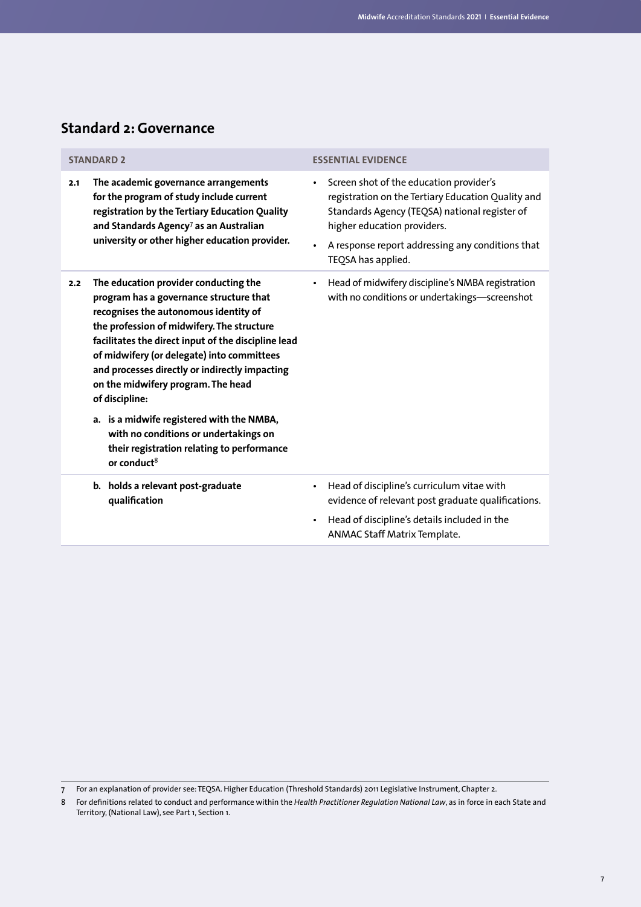## Standard 2: Governance

| STANDARD 2 | ESSENTIAL EVIDENCE |
| --- | --- |
| **2.1 The academic governance arrangements for the program of study include current registration by the Tertiary Education Quality and Standards Agency[7] as an Australian university or other higher education provider.** | • Screen shot of the education provider's registration on the Tertiary Education Quality and Standards Agency (TEQSA) national register of higher education providers.<br>• A response report addressing any conditions that TEQSA has applied. |
| **2.2 The education provider conducting the program has a governance structure that recognises the autonomous identity of the profession of midwifery. The structure facilitates the direct input of the discipline lead of midwifery (or delegate) into committees and processes directly or indirectly impacting on the midwifery program. The head of discipline:**<br>**a. is a midwife registered with the NMBA, with no conditions or undertakings on their registration relating to performance or conduct[8]** | • Head of midwifery discipline's NMBA registration with no conditions or undertakings—screenshot |
| **b. holds a relevant post-graduate qualification** | • Head of discipline's curriculum vitae with evidence of relevant post graduate qualifications.<br>• Head of discipline's details included in the ANMAC Staff Matrix Template. |

7 For an explanation of provider see: TEQSA. Higher Education (Threshold Standards) 2011 Legislative Instrument, Chapter 2.

8 For definitions related to conduct and performance within the *Health Practitioner Regulation National Law*, as in force in each State and Territory, (National Law), see Part 1, Section 1.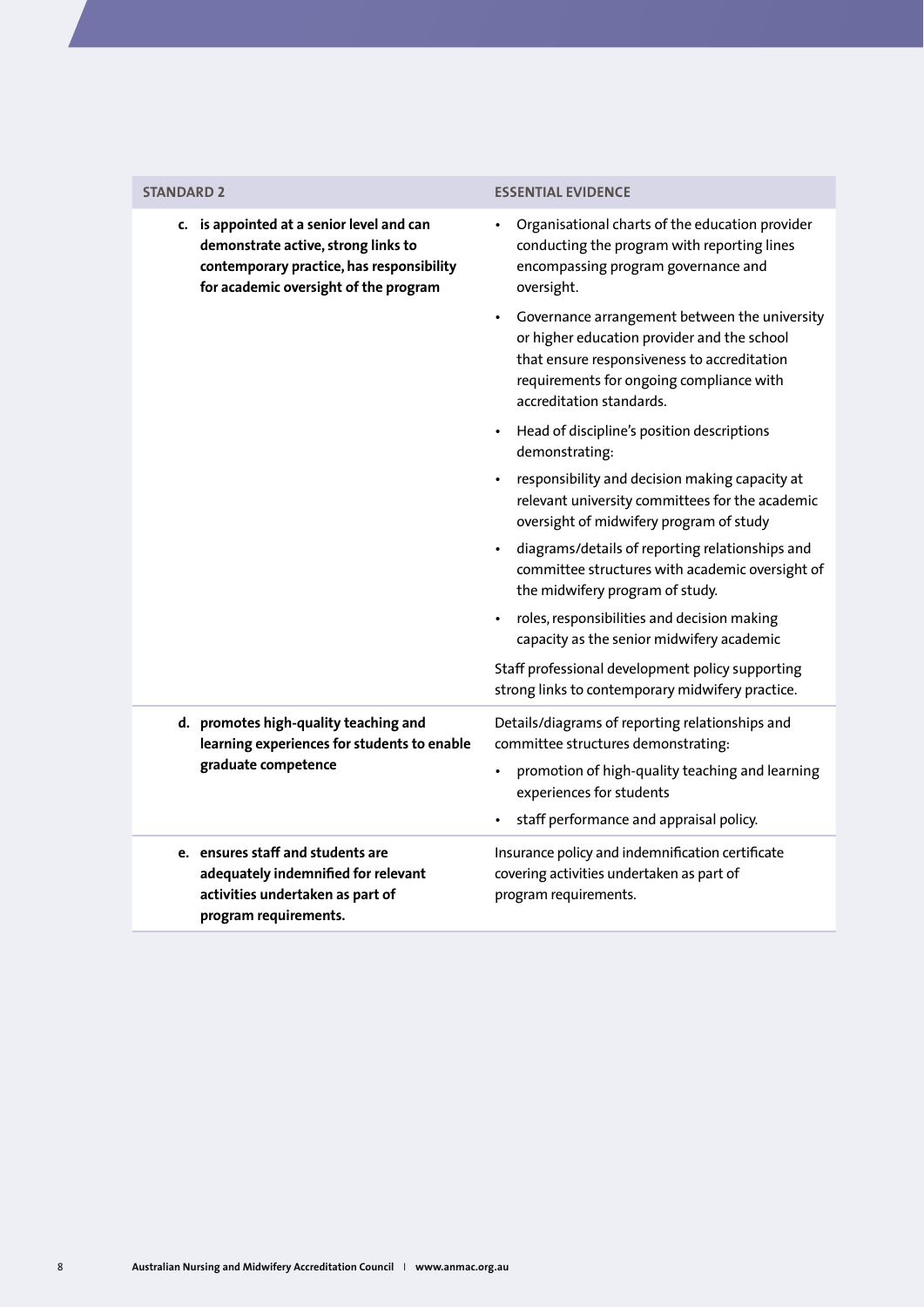| STANDARD 2 | ESSENTIAL EVIDENCE |
| --- | --- |
| **c. is appointed at a senior level and can demonstrate active, strong links to contemporary practice, has responsibility for academic oversight of the program** | • Organisational charts of the education provider conducting the program with reporting lines encompassing program governance and oversight.<br>• Governance arrangement between the university or higher education provider and the school that ensure responsiveness to accreditation requirements for ongoing compliance with accreditation standards.<br>• Head of discipline's position descriptions demonstrating:<br>• responsibility and decision making capacity at relevant university committees for the academic oversight of midwifery program of study<br>• diagrams/details of reporting relationships and committee structures with academic oversight of the midwifery program of study.<br>• roles, responsibilities and decision making capacity as the senior midwifery academic<br>Staff professional development policy supporting strong links to contemporary midwifery practice. |
| **d. promotes high-quality teaching and learning experiences for students to enable graduate competence** | Details/diagrams of reporting relationships and committee structures demonstrating:<br>• promotion of high-quality teaching and learning experiences for students<br>• staff performance and appraisal policy. |
| **e. ensures staff and students are adequately indemnified for relevant activities undertaken as part of program requirements.** | Insurance policy and indemnification certificate covering activities undertaken as part of program requirements. |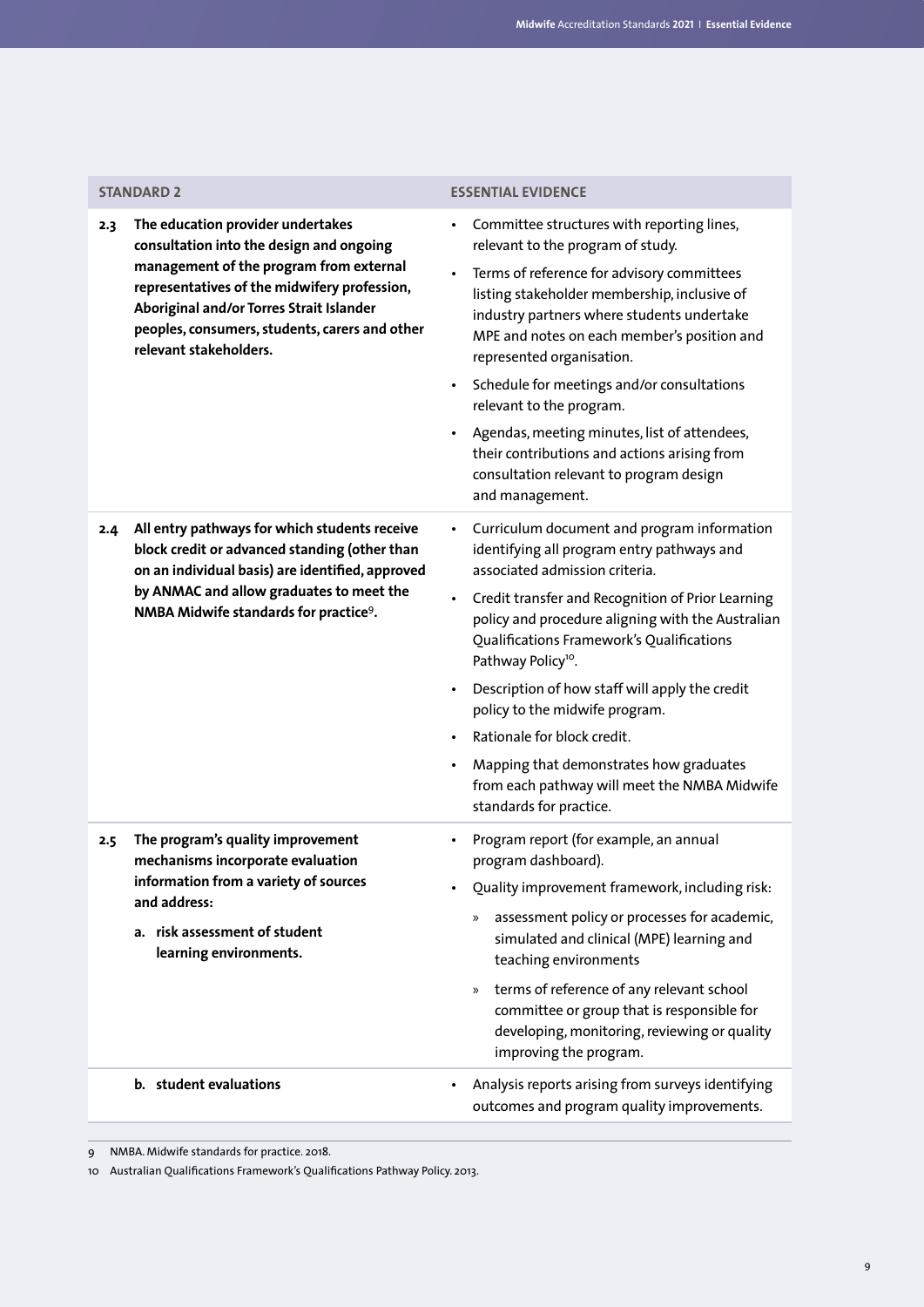| STANDARD 2 | ESSENTIAL EVIDENCE |
|---|---|
| **2.3 The education provider undertakes consultation into the design and ongoing management of the program from external representatives of the midwifery profession, Aboriginal and/or Torres Strait Islander peoples, consumers, students, carers and other relevant stakeholders.** | • Committee structures with reporting lines, relevant to the program of study.<br>• Terms of reference for advisory committees listing stakeholder membership, inclusive of industry partners where students undertake MPE and notes on each member's position and represented organisation.<br>• Schedule for meetings and/or consultations relevant to the program.<br>• Agendas, meeting minutes, list of attendees, their contributions and actions arising from consultation relevant to program design and management. |
| **2.4 All entry pathways for which students receive block credit or advanced standing (other than on an individual basis) are identified, approved by ANMAC and allow graduates to meet the NMBA Midwife standards for practice[9].** | • Curriculum document and program information identifying all program entry pathways and associated admission criteria.<br>• Credit transfer and Recognition of Prior Learning policy and procedure aligning with the Australian Qualifications Framework's Qualifications Pathway Policy[10].<br>• Description of how staff will apply the credit policy to the midwife program.<br>• Rationale for block credit.<br>• Mapping that demonstrates how graduates from each pathway will meet the NMBA Midwife standards for practice. |
| **2.5 The program's quality improvement mechanisms incorporate evaluation information from a variety of sources and address:**<br>**a. risk assessment of student learning environments.** | • Program report (for example, an annual program dashboard).<br>• Quality improvement framework, including risk:<br>» assessment policy or processes for academic, simulated and clinical (MPE) learning and teaching environments<br>» terms of reference of any relevant school committee or group that is responsible for developing, monitoring, reviewing or quality improving the program. |
| **b. student evaluations** | • Analysis reports arising from surveys identifying outcomes and program quality improvements. |

9 NMBA. Midwife standards for practice. 2018.

10 Australian Qualifications Framework's Qualifications Pathway Policy. 2013.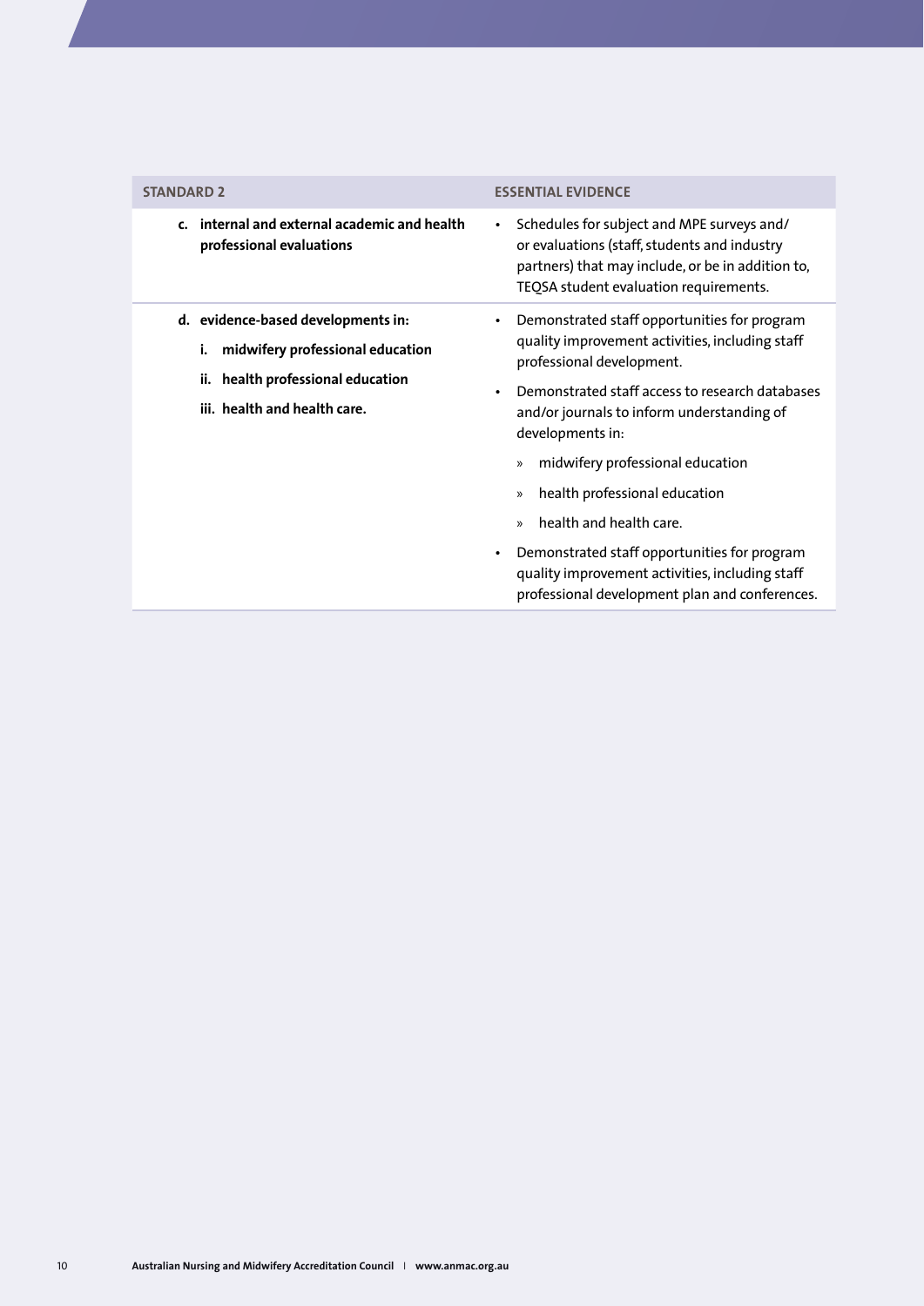| STANDARD 2 | ESSENTIAL EVIDENCE |
|---|---|
| **c. internal and external academic and health professional evaluations** | • Schedules for subject and MPE surveys and/or evaluations (staff, students and industry partners) that may include, or be in addition to, TEQSA student evaluation requirements. |
| **d. evidence-based developments in:**<br>**i. midwifery professional education**<br>**ii. health professional education**<br>**iii. health and health care.** | • Demonstrated staff opportunities for program quality improvement activities, including staff professional development.<br>• Demonstrated staff access to research databases and/or journals to inform understanding of developments in:<br>» midwifery professional education<br>» health professional education<br>» health and health care.<br>• Demonstrated staff opportunities for program quality improvement activities, including staff professional development plan and conferences. |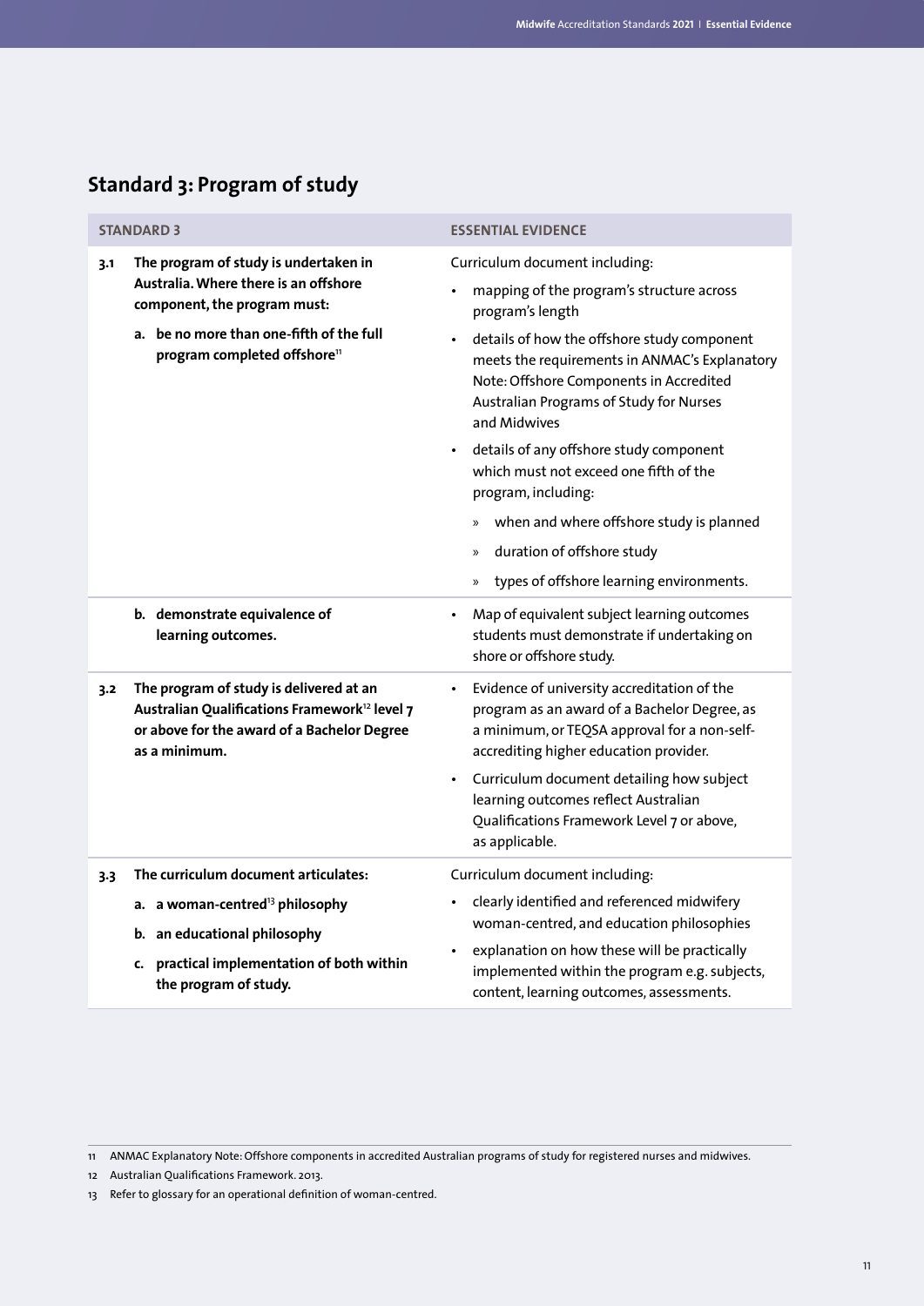## Standard 3: Program of study

| STANDARD 3 | ESSENTIAL EVIDENCE |
|---|---|
| **3.1 The program of study is undertaken in Australia. Where there is an offshore component, the program must:**<br><br>**a. be no more than one-fifth of the full program completed offshore[11]** | Curriculum document including:<br>• mapping of the program's structure across program's length<br>• details of how the offshore study component meets the requirements in ANMAC's Explanatory Note: Offshore Components in Accredited Australian Programs of Study for Nurses and Midwives<br>• details of any offshore study component which must not exceed one fifth of the program, including:<br>» when and where offshore study is planned<br>» duration of offshore study<br>» types of offshore learning environments. |
| **b. demonstrate equivalence of learning outcomes.** | • Map of equivalent subject learning outcomes students must demonstrate if undertaking on shore or offshore study. |
| **3.2 The program of study is delivered at an Australian Qualifications Framework[12] level 7 or above for the award of a Bachelor Degree as a minimum.** | • Evidence of university accreditation of the program as an award of a Bachelor Degree, as a minimum, or TEQSA approval for a non-self-accrediting higher education provider.<br>• Curriculum document detailing how subject learning outcomes reflect Australian Qualifications Framework Level 7 or above, as applicable. |
| **3.3 The curriculum document articulates:**<br><br>**a. a woman-centred[13] philosophy**<br>**b. an educational philosophy**<br>**c. practical implementation of both within the program of study.** | Curriculum document including:<br>• clearly identified and referenced midwifery woman-centred, and education philosophies<br>• explanation on how these will be practically implemented within the program e.g. subjects, content, learning outcomes, assessments. |

11 ANMAC Explanatory Note: Offshore components in accredited Australian programs of study for registered nurses and midwives.

12 Australian Qualifications Framework. 2013.

13 Refer to glossary for an operational definition of woman-centred.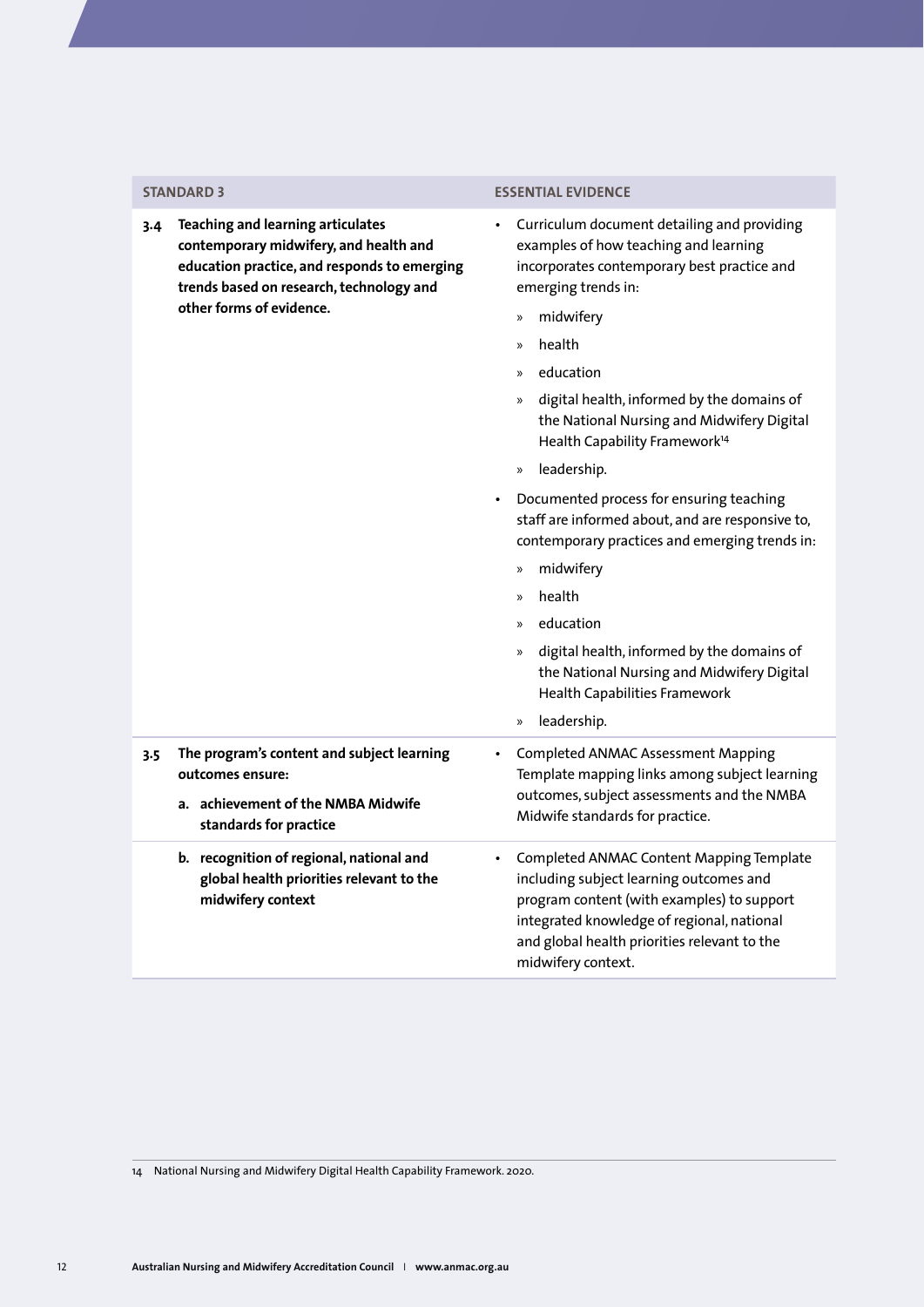| STANDARD 3 | ESSENTIAL EVIDENCE |
|---|---|
| **3.4 Teaching and learning articulates contemporary midwifery, and health and education practice, and responds to emerging trends based on research, technology and other forms of evidence.** | • Curriculum document detailing and providing examples of how teaching and learning incorporates contemporary best practice and emerging trends in:<br>» midwifery<br>» health<br>» education<br>» digital health, informed by the domains of the National Nursing and Midwifery Digital Health Capability Framework[14]<br>» leadership.<br>• Documented process for ensuring teaching staff are informed about, and are responsive to, contemporary practices and emerging trends in:<br>» midwifery<br>» health<br>» education<br>» digital health, informed by the domains of the National Nursing and Midwifery Digital Health Capabilities Framework<br>» leadership. |
| **3.5 The program's content and subject learning outcomes ensure:**<br>**a. achievement of the NMBA Midwife standards for practice** | • Completed ANMAC Assessment Mapping Template mapping links among subject learning outcomes, subject assessments and the NMBA Midwife standards for practice. |
| **b. recognition of regional, national and global health priorities relevant to the midwifery context** | • Completed ANMAC Content Mapping Template including subject learning outcomes and program content (with examples) to support integrated knowledge of regional, national and global health priorities relevant to the midwifery context. |

14 National Nursing and Midwifery Digital Health Capability Framework. 2020.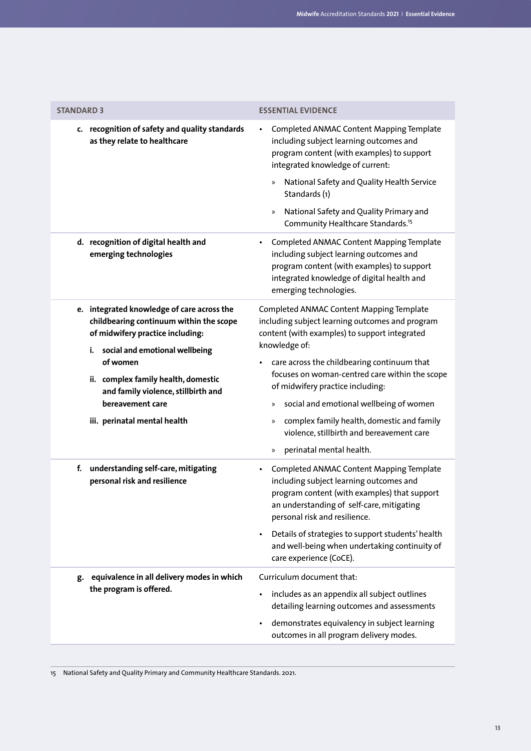| STANDARD 3 | ESSENTIAL EVIDENCE |
|---|---|
| **c. recognition of safety and quality standards as they relate to healthcare** | • Completed ANMAC Content Mapping Template including subject learning outcomes and program content (with examples) to support integrated knowledge of current:<br>» National Safety and Quality Health Service Standards (1)<br>» National Safety and Quality Primary and Community Healthcare Standards.[15] |
| **d. recognition of digital health and emerging technologies** | • Completed ANMAC Content Mapping Template including subject learning outcomes and program content (with examples) to support integrated knowledge of digital health and emerging technologies. |
| **e. integrated knowledge of care across the childbearing continuum within the scope of midwifery practice including:**<br>**i. social and emotional wellbeing of women**<br>**ii. complex family health, domestic and family violence, stillbirth and bereavement care**<br>**iii. perinatal mental health** | Completed ANMAC Content Mapping Template including subject learning outcomes and program content (with examples) to support integrated knowledge of:<br>• care across the childbearing continuum that focuses on woman-centred care within the scope of midwifery practice including:<br>» social and emotional wellbeing of women<br>» complex family health, domestic and family violence, stillbirth and bereavement care<br>» perinatal mental health. |
| **f. understanding self-care, mitigating personal risk and resilience** | • Completed ANMAC Content Mapping Template including subject learning outcomes and program content (with examples) that support an understanding of self-care, mitigating personal risk and resilience.<br>• Details of strategies to support students' health and well-being when undertaking continuity of care experience (CoCE). |
| **g. equivalence in all delivery modes in which the program is offered.** | Curriculum document that:<br>• includes as an appendix all subject outlines detailing learning outcomes and assessments<br>• demonstrates equivalency in subject learning outcomes in all program delivery modes. |

15 National Safety and Quality Primary and Community Healthcare Standards. 2021.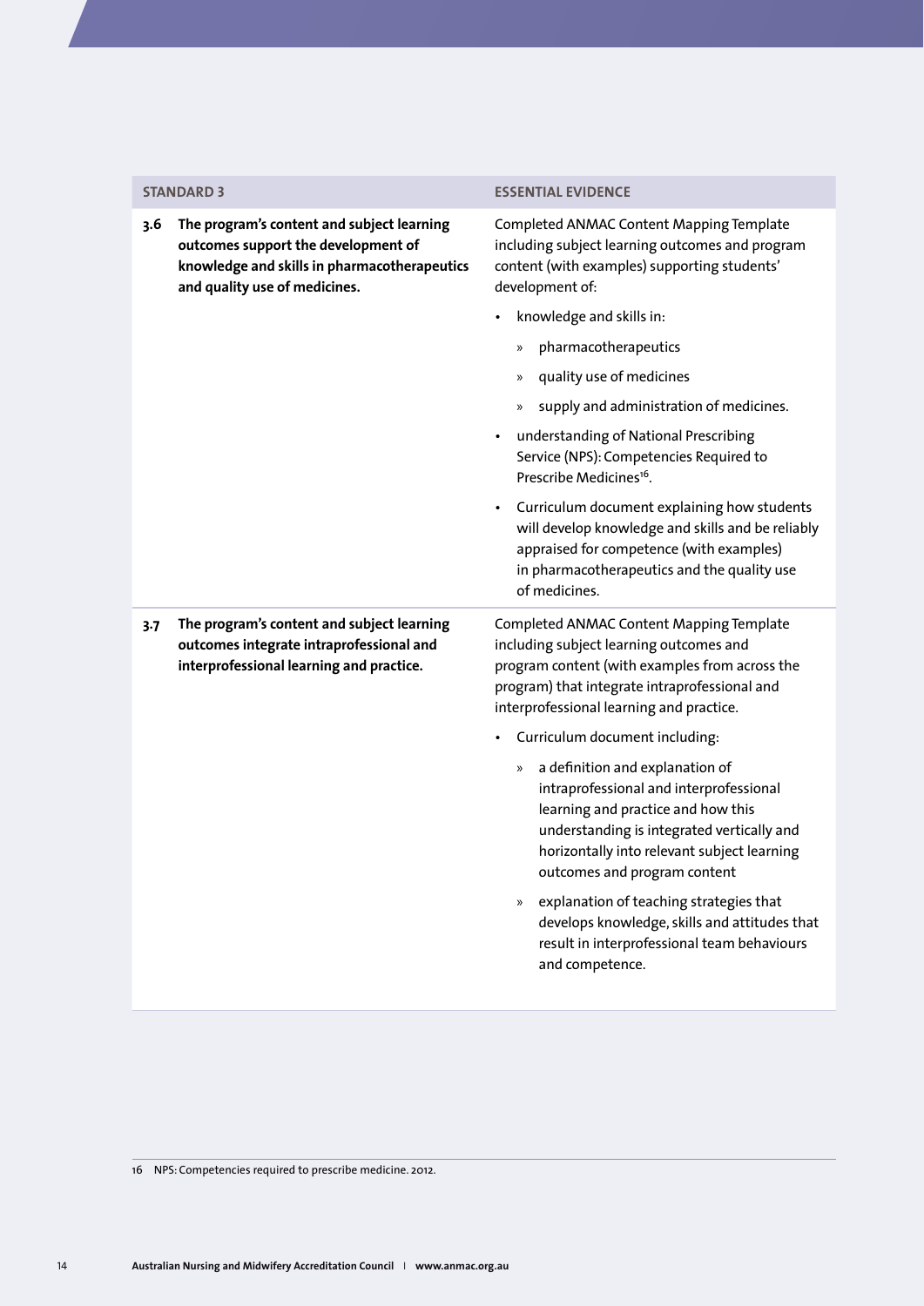| STANDARD 3 | ESSENTIAL EVIDENCE |
| --- | --- |
| **3.6 The program's content and subject learning outcomes support the development of knowledge and skills in pharmacotherapeutics and quality use of medicines.** | Completed ANMAC Content Mapping Template including subject learning outcomes and program content (with examples) supporting students' development of:<br>• knowledge and skills in:<br>  » pharmacotherapeutics<br>  » quality use of medicines<br>  » supply and administration of medicines.<br>• understanding of National Prescribing Service (NPS): Competencies Required to Prescribe Medicines[16].<br>• Curriculum document explaining how students will develop knowledge and skills and be reliably appraised for competence (with examples) in pharmacotherapeutics and the quality use of medicines. |
| **3.7 The program's content and subject learning outcomes integrate intraprofessional and interprofessional learning and practice.** | Completed ANMAC Content Mapping Template including subject learning outcomes and program content (with examples from across the program) that integrate intraprofessional and interprofessional learning and practice.<br>• Curriculum document including:<br>  » a definition and explanation of intraprofessional and interprofessional learning and practice and how this understanding is integrated vertically and horizontally into relevant subject learning outcomes and program content<br>  » explanation of teaching strategies that develops knowledge, skills and attitudes that result in interprofessional team behaviours and competence. |

16 NPS: Competencies required to prescribe medicine. 2012.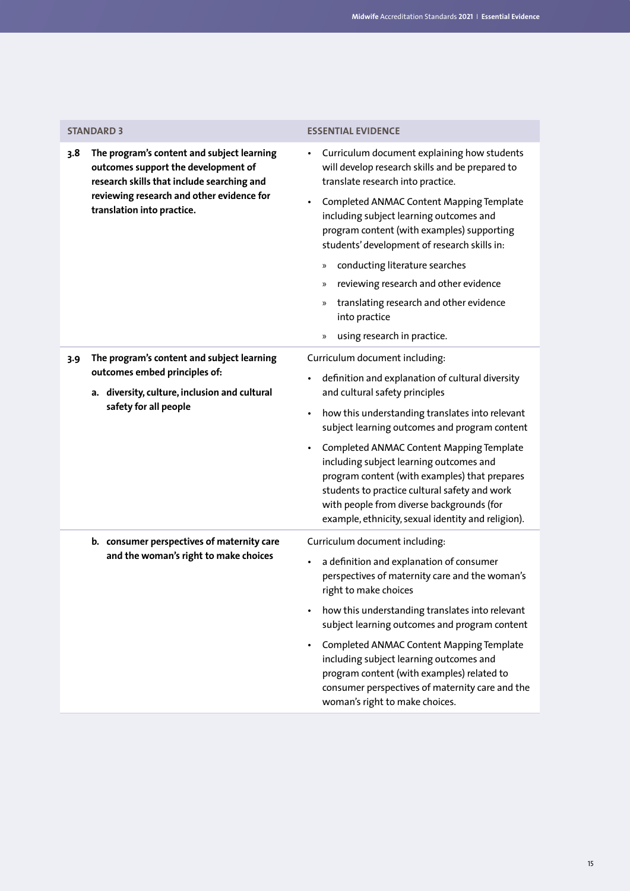| STANDARD 3 | ESSENTIAL EVIDENCE |
|---|---|
| **3.8 The program's content and subject learning outcomes support the development of research skills that include searching and reviewing research and other evidence for translation into practice.** | • Curriculum document explaining how students will develop research skills and be prepared to translate research into practice.<br>• Completed ANMAC Content Mapping Template including subject learning outcomes and program content (with examples) supporting students' development of research skills in:<br>» conducting literature searches<br>» reviewing research and other evidence<br>» translating research and other evidence into practice<br>» using research in practice. |
| **3.9 The program's content and subject learning outcomes embed principles of:**<br>**a. diversity, culture, inclusion and cultural safety for all people** | Curriculum document including:<br>• definition and explanation of cultural diversity and cultural safety principles<br>• how this understanding translates into relevant subject learning outcomes and program content<br>• Completed ANMAC Content Mapping Template including subject learning outcomes and program content (with examples) that prepares students to practice cultural safety and work with people from diverse backgrounds (for example, ethnicity, sexual identity and religion). |
| **b. consumer perspectives of maternity care and the woman's right to make choices** | Curriculum document including:<br>• a definition and explanation of consumer perspectives of maternity care and the woman's right to make choices<br>• how this understanding translates into relevant subject learning outcomes and program content<br>• Completed ANMAC Content Mapping Template including subject learning outcomes and program content (with examples) related to consumer perspectives of maternity care and the woman's right to make choices. |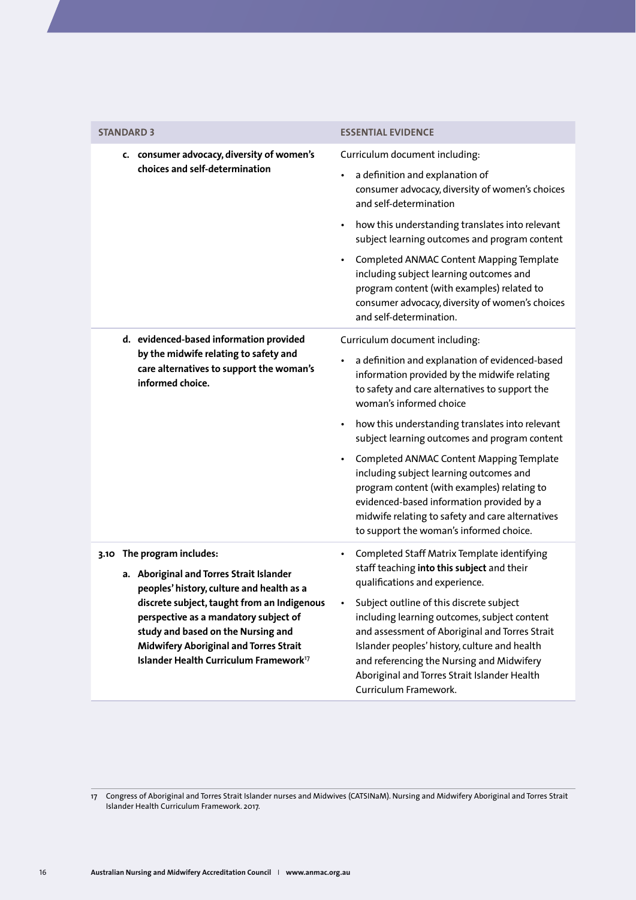| STANDARD 3 | ESSENTIAL EVIDENCE |
|---|---|
| **c. consumer advocacy, diversity of women's choices and self-determination** | Curriculum document including:<br>• a definition and explanation of consumer advocacy, diversity of women's choices and self-determination<br>• how this understanding translates into relevant subject learning outcomes and program content<br>• Completed ANMAC Content Mapping Template including subject learning outcomes and program content (with examples) related to consumer advocacy, diversity of women's choices and self-determination. |
| **d. evidenced-based information provided by the midwife relating to safety and care alternatives to support the woman's informed choice.** | Curriculum document including:<br>• a definition and explanation of evidenced-based information provided by the midwife relating to safety and care alternatives to support the woman's informed choice<br>• how this understanding translates into relevant subject learning outcomes and program content<br>• Completed ANMAC Content Mapping Template including subject learning outcomes and program content (with examples) relating to evidenced-based information provided by a midwife relating to safety and care alternatives to support the woman's informed choice. |
| **3.10 The program includes:**<br>**a. Aboriginal and Torres Strait Islander peoples' history, culture and health as a discrete subject, taught from an Indigenous perspective as a mandatory subject of study and based on the Nursing and Midwifery Aboriginal and Torres Strait Islander Health Curriculum Framework**[17] | • Completed Staff Matrix Template identifying staff teaching **into this subject** and their qualifications and experience.<br>• Subject outline of this discrete subject including learning outcomes, subject content and assessment of Aboriginal and Torres Strait Islander peoples' history, culture and health and referencing the Nursing and Midwifery Aboriginal and Torres Strait Islander Health Curriculum Framework. |

17 Congress of Aboriginal and Torres Strait Islander nurses and Midwives (CATSINaM). Nursing and Midwifery Aboriginal and Torres Strait Islander Health Curriculum Framework. 2017.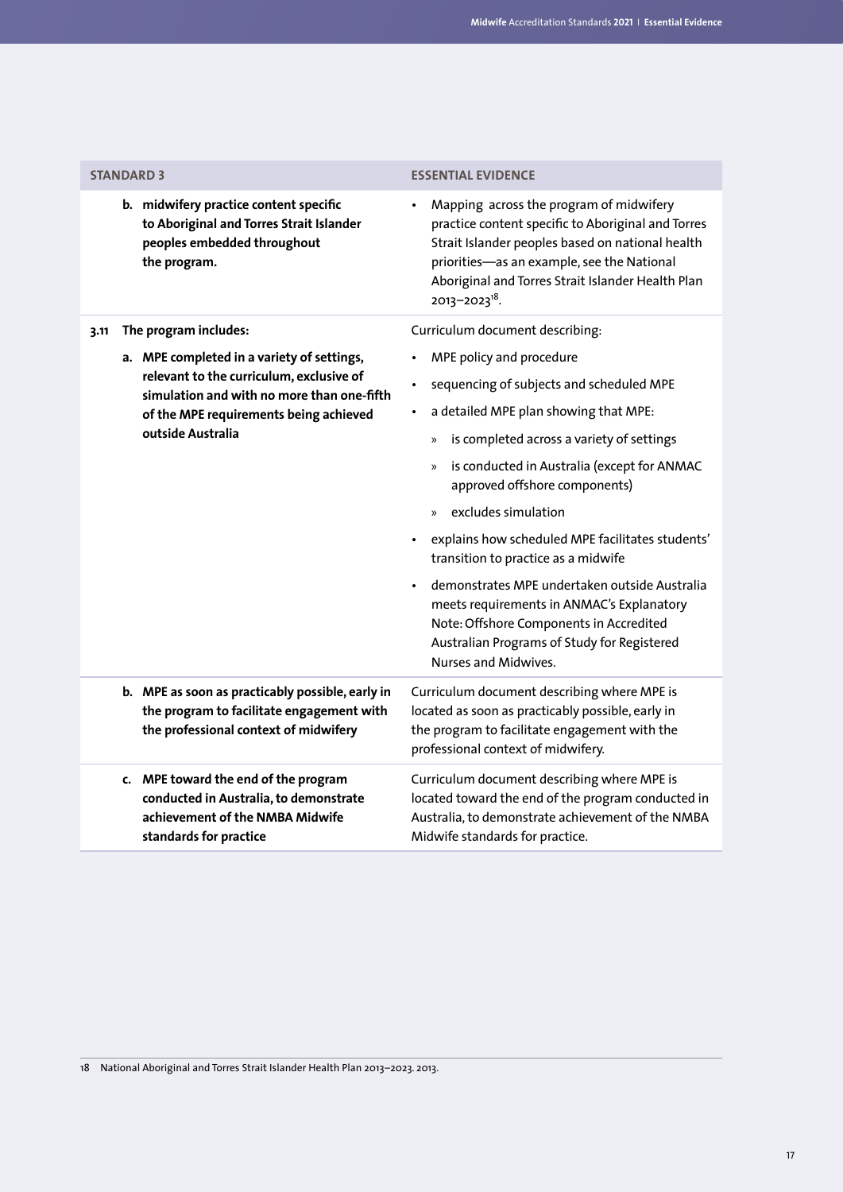| STANDARD 3 | ESSENTIAL EVIDENCE |
|---|---|
| **b. midwifery practice content specific to Aboriginal and Torres Strait Islander peoples embedded throughout the program.** | • Mapping across the program of midwifery practice content specific to Aboriginal and Torres Strait Islander peoples based on national health priorities—as an example, see the National Aboriginal and Torres Strait Islander Health Plan 2013–2023[18]. |
| **3.11 The program includes:**<br><br>**a. MPE completed in a variety of settings, relevant to the curriculum, exclusive of simulation and with no more than one-fifth of the MPE requirements being achieved outside Australia** | Curriculum document describing:<br>• MPE policy and procedure<br>• sequencing of subjects and scheduled MPE<br>• a detailed MPE plan showing that MPE:<br>» is completed across a variety of settings<br>» is conducted in Australia (except for ANMAC approved offshore components)<br>» excludes simulation<br>• explains how scheduled MPE facilitates students' transition to practice as a midwife<br>• demonstrates MPE undertaken outside Australia meets requirements in ANMAC's Explanatory Note: Offshore Components in Accredited Australian Programs of Study for Registered Nurses and Midwives. |
| **b. MPE as soon as practicably possible, early in the program to facilitate engagement with the professional context of midwifery** | Curriculum document describing where MPE is located as soon as practicably possible, early in the program to facilitate engagement with the professional context of midwifery. |
| **c. MPE toward the end of the program conducted in Australia, to demonstrate achievement of the NMBA Midwife standards for practice** | Curriculum document describing where MPE is located toward the end of the program conducted in Australia, to demonstrate achievement of the NMBA Midwife standards for practice. |

18 National Aboriginal and Torres Strait Islander Health Plan 2013–2023. 2013.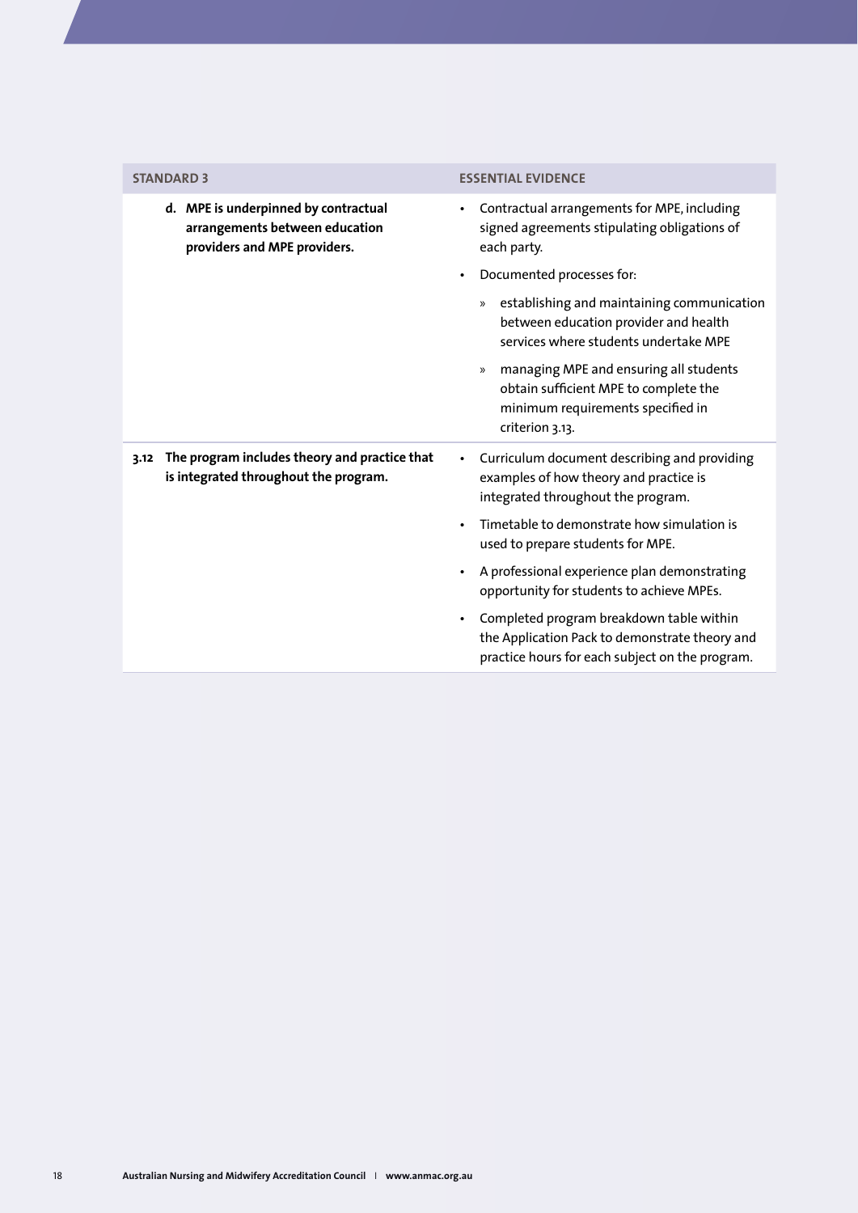| STANDARD 3 | ESSENTIAL EVIDENCE |
|---|---|
| d. **MPE is underpinned by contractual arrangements between education providers and MPE providers.** | • Contractual arrangements for MPE, including signed agreements stipulating obligations of each party.<br>• Documented processes for:<br>» establishing and maintaining communication between education provider and health services where students undertake MPE<br>» managing MPE and ensuring all students obtain sufficient MPE to complete the minimum requirements specified in criterion 3.13. |
| **3.12 The program includes theory and practice that is integrated throughout the program.** | • Curriculum document describing and providing examples of how theory and practice is integrated throughout the program.<br>• Timetable to demonstrate how simulation is used to prepare students for MPE.<br>• A professional experience plan demonstrating opportunity for students to achieve MPEs.<br>• Completed program breakdown table within the Application Pack to demonstrate theory and practice hours for each subject on the program. |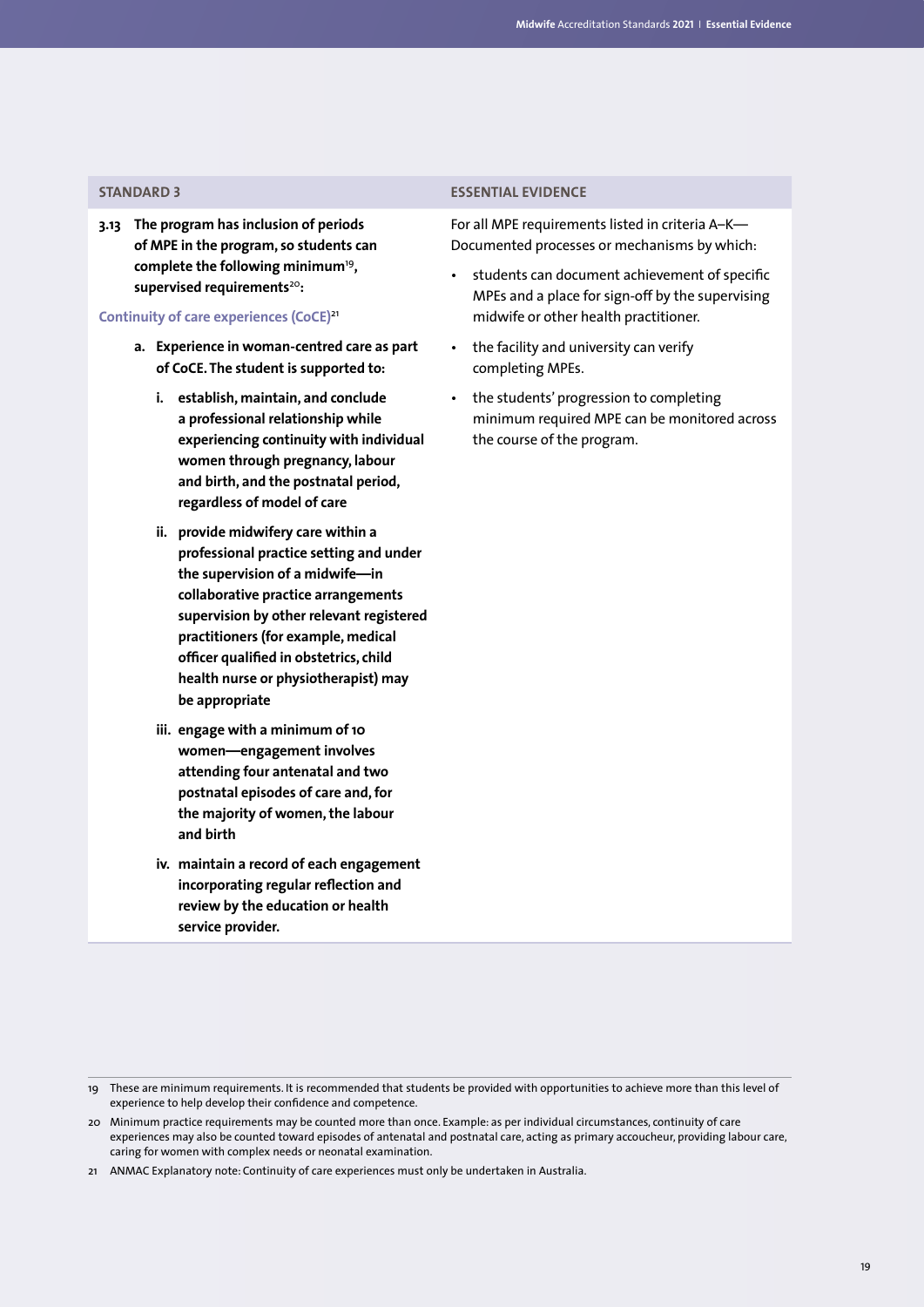| STANDARD 3 | ESSENTIAL EVIDENCE |
|---|---|
| **3.13 The program has inclusion of periods of MPE in the program, so students can complete the following minimum[19], supervised requirements[20]:**<br><br>**Continuity of care experiences (CoCE)[21]**<br><br>**a. Experience in woman-centred care as part of CoCE. The student is supported to:**<br><br>**i. establish, maintain, and conclude a professional relationship while experiencing continuity with individual women through pregnancy, labour and birth, and the postnatal period, regardless of model of care**<br><br>**ii. provide midwifery care within a professional practice setting and under the supervision of a midwife—in collaborative practice arrangements supervision by other relevant registered practitioners (for example, medical officer qualified in obstetrics, child health nurse or physiotherapist) may be appropriate**<br><br>**iii. engage with a minimum of 10 women—engagement involves attending four antenatal and two postnatal episodes of care and, for the majority of women, the labour and birth**<br><br>**iv. maintain a record of each engagement incorporating regular reflection and review by the education or health service provider.** | For all MPE requirements listed in criteria A–K—Documented processes or mechanisms by which:<br><br>• students can document achievement of specific MPEs and a place for sign-off by the supervising midwife or other health practitioner.<br><br>• the facility and university can verify completing MPEs.<br><br>• the students' progression to completing minimum required MPE can be monitored across the course of the program. |

19 These are minimum requirements. It is recommended that students be provided with opportunities to achieve more than this level of experience to help develop their confidence and competence.

20 Minimum practice requirements may be counted more than once. Example: as per individual circumstances, continuity of care experiences may also be counted toward episodes of antenatal and postnatal care, acting as primary accoucheur, providing labour care, caring for women with complex needs or neonatal examination.

21 ANMAC Explanatory note: Continuity of care experiences must only be undertaken in Australia.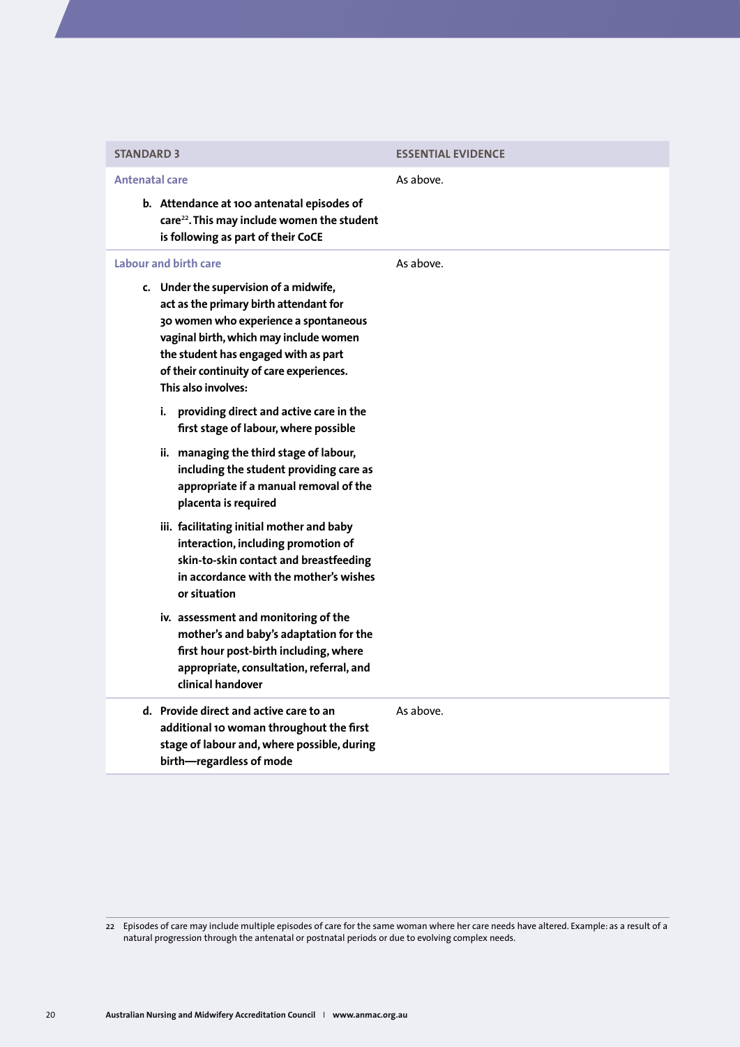| STANDARD 3 | ESSENTIAL EVIDENCE |
|---|---|
| **Antenatal care**<br><br>**b. Attendance at 100 antenatal episodes of care[22]. This may include women the student is following as part of their CoCE** | As above. |
| **Labour and birth care**<br><br>**c. Under the supervision of a midwife, act as the primary birth attendant for 30 women who experience a spontaneous vaginal birth, which may include women the student has engaged with as part of their continuity of care experiences. This also involves:**<br><br>**i. providing direct and active care in the first stage of labour, where possible**<br><br>**ii. managing the third stage of labour, including the student providing care as appropriate if a manual removal of the placenta is required**<br><br>**iii. facilitating initial mother and baby interaction, including promotion of skin-to-skin contact and breastfeeding in accordance with the mother's wishes or situation**<br><br>**iv. assessment and monitoring of the mother's and baby's adaptation for the first hour post-birth including, where appropriate, consultation, referral, and clinical handover** | As above. |
| **d. Provide direct and active care to an additional 10 woman throughout the first stage of labour and, where possible, during birth—regardless of mode** | As above. |

22 Episodes of care may include multiple episodes of care for the same woman where her care needs have altered. Example: as a result of a natural progression through the antenatal or postnatal periods or due to evolving complex needs.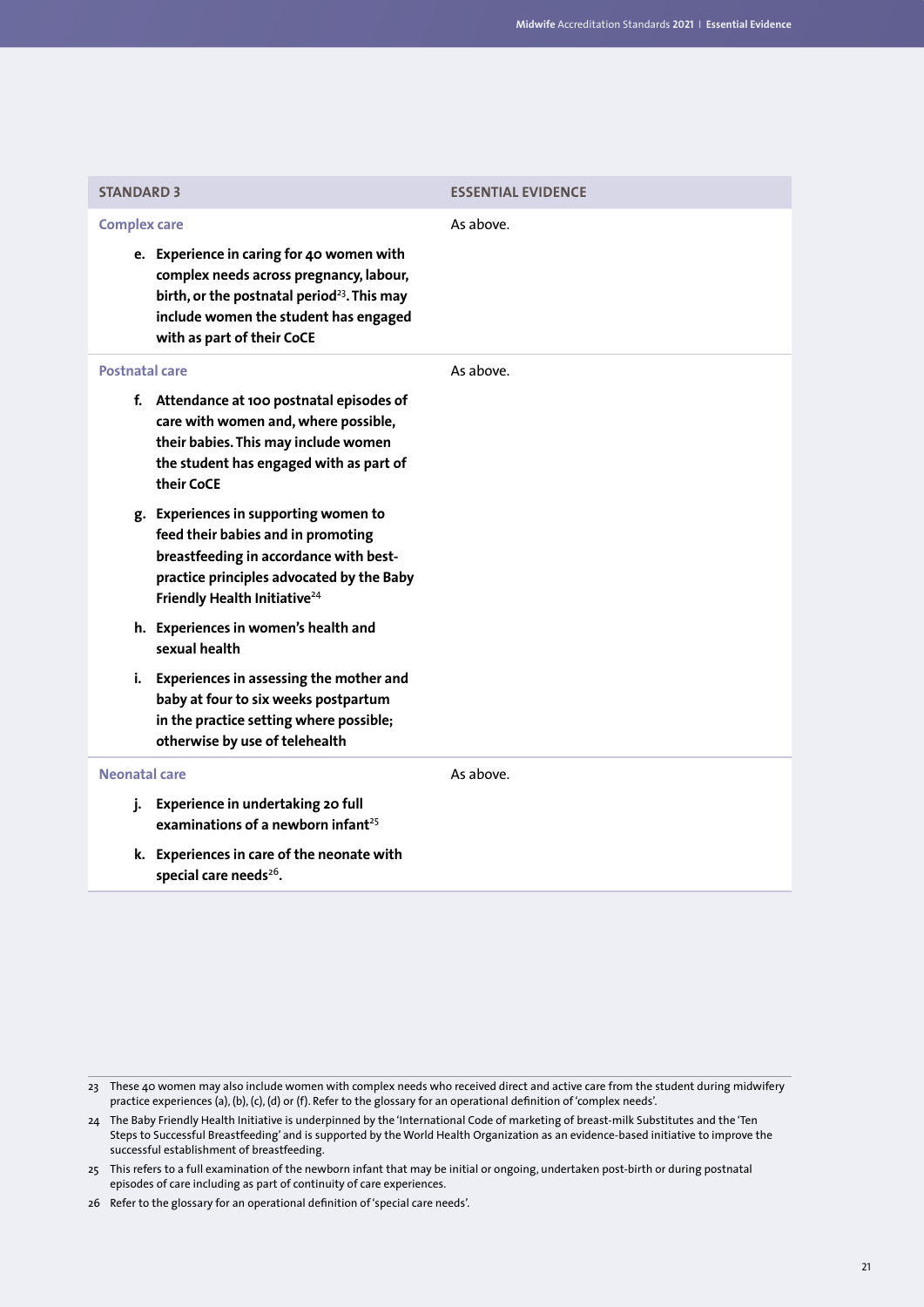| STANDARD 3 | ESSENTIAL EVIDENCE |
|---|---|
| **Complex care**<br><br>**e. Experience in caring for 40 women with complex needs across pregnancy, labour, birth, or the postnatal period[23]. This may include women the student has engaged with as part of their CoCE** | As above. |
| **Postnatal care**<br><br>**f. Attendance at 100 postnatal episodes of care with women and, where possible, their babies. This may include women the student has engaged with as part of their CoCE**<br><br>**g. Experiences in supporting women to feed their babies and in promoting breastfeeding in accordance with best-practice principles advocated by the Baby Friendly Health Initiative[24]**<br><br>**h. Experiences in women's health and sexual health**<br><br>**i. Experiences in assessing the mother and baby at four to six weeks postpartum in the practice setting where possible; otherwise by use of telehealth** | As above. |
| **Neonatal care**<br><br>**j. Experience in undertaking 20 full examinations of a newborn infant[25]**<br><br>**k. Experiences in care of the neonate with special care needs[26].** | As above. |

23 These 40 women may also include women with complex needs who received direct and active care from the student during midwifery practice experiences (a), (b), (c), (d) or (f). Refer to the glossary for an operational definition of 'complex needs'.

24 The Baby Friendly Health Initiative is underpinned by the 'International Code of marketing of breast-milk Substitutes and the 'Ten Steps to Successful Breastfeeding' and is supported by the World Health Organization as an evidence-based initiative to improve the successful establishment of breastfeeding.

25 This refers to a full examination of the newborn infant that may be initial or ongoing, undertaken post-birth or during postnatal episodes of care including as part of continuity of care experiences.

26 Refer to the glossary for an operational definition of 'special care needs'.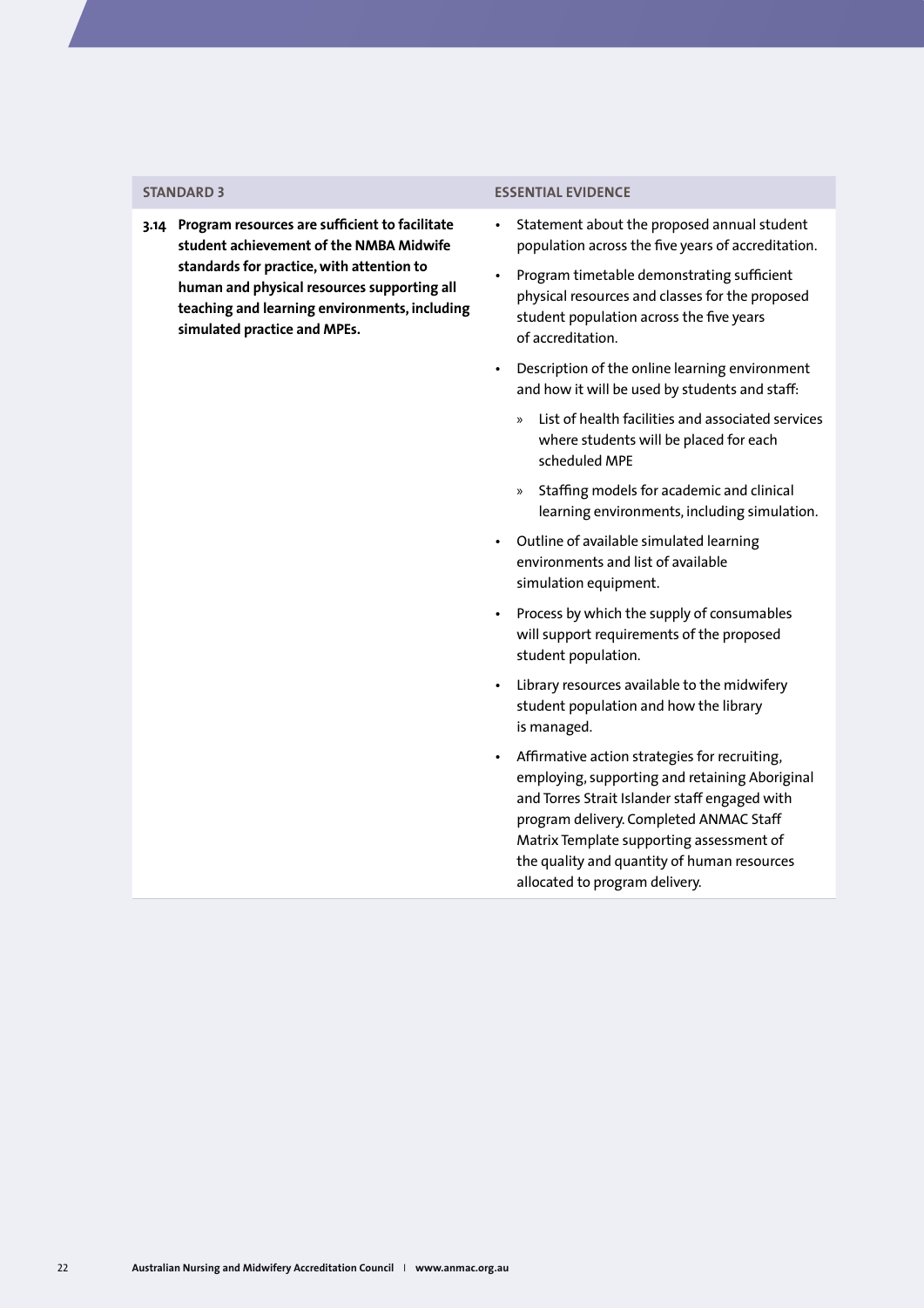| STANDARD 3 | ESSENTIAL EVIDENCE |
|---|---|
| **3.14 Program resources are sufficient to facilitate student achievement of the NMBA Midwife standards for practice, with attention to human and physical resources supporting all teaching and learning environments, including simulated practice and MPEs.** | • Statement about the proposed annual student population across the five years of accreditation.<br>• Program timetable demonstrating sufficient physical resources and classes for the proposed student population across the five years of accreditation.<br>• Description of the online learning environment and how it will be used by students and staff:<br>  » List of health facilities and associated services where students will be placed for each scheduled MPE<br>  » Staffing models for academic and clinical learning environments, including simulation.<br>• Outline of available simulated learning environments and list of available simulation equipment.<br>• Process by which the supply of consumables will support requirements of the proposed student population.<br>• Library resources available to the midwifery student population and how the library is managed.<br>• Affirmative action strategies for recruiting, employing, supporting and retaining Aboriginal and Torres Strait Islander staff engaged with program delivery. Completed ANMAC Staff Matrix Template supporting assessment of the quality and quantity of human resources allocated to program delivery. |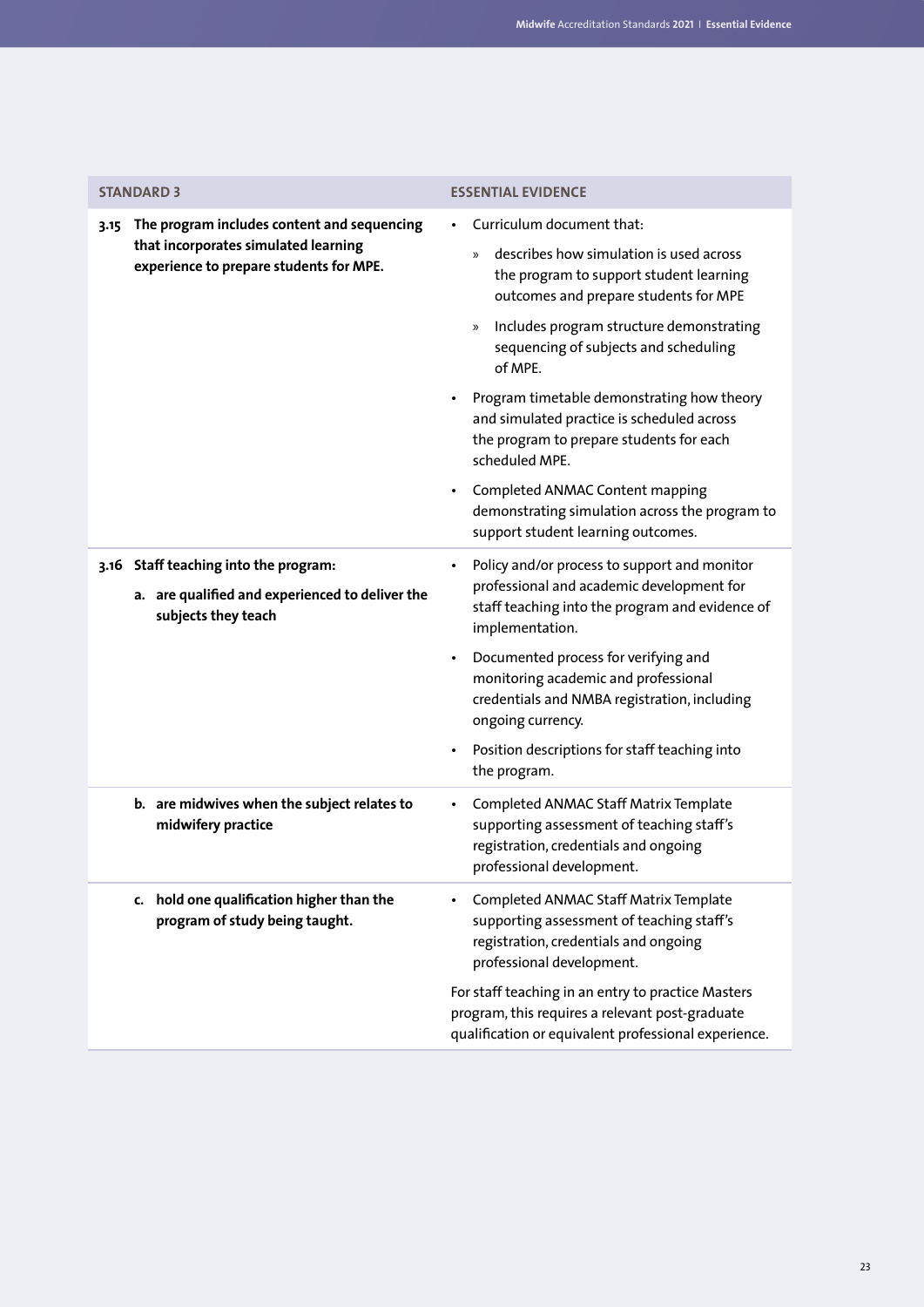| STANDARD 3 | ESSENTIAL EVIDENCE |
|---|---|
| **3.15 The program includes content and sequencing that incorporates simulated learning experience to prepare students for MPE.** | • Curriculum document that:<br>» describes how simulation is used across the program to support student learning outcomes and prepare students for MPE<br>» Includes program structure demonstrating sequencing of subjects and scheduling of MPE.<br>• Program timetable demonstrating how theory and simulated practice is scheduled across the program to prepare students for each scheduled MPE.<br>• Completed ANMAC Content mapping demonstrating simulation across the program to support student learning outcomes. |
| **3.16 Staff teaching into the program:**<br>**a. are qualified and experienced to deliver the subjects they teach** | • Policy and/or process to support and monitor professional and academic development for staff teaching into the program and evidence of implementation.<br>• Documented process for verifying and monitoring academic and professional credentials and NMBA registration, including ongoing currency.<br>• Position descriptions for staff teaching into the program. |
| **b. are midwives when the subject relates to midwifery practice** | • Completed ANMAC Staff Matrix Template supporting assessment of teaching staff's registration, credentials and ongoing professional development. |
| **c. hold one qualification higher than the program of study being taught.** | • Completed ANMAC Staff Matrix Template supporting assessment of teaching staff's registration, credentials and ongoing professional development.<br>For staff teaching in an entry to practice Masters program, this requires a relevant post-graduate qualification or equivalent professional experience. |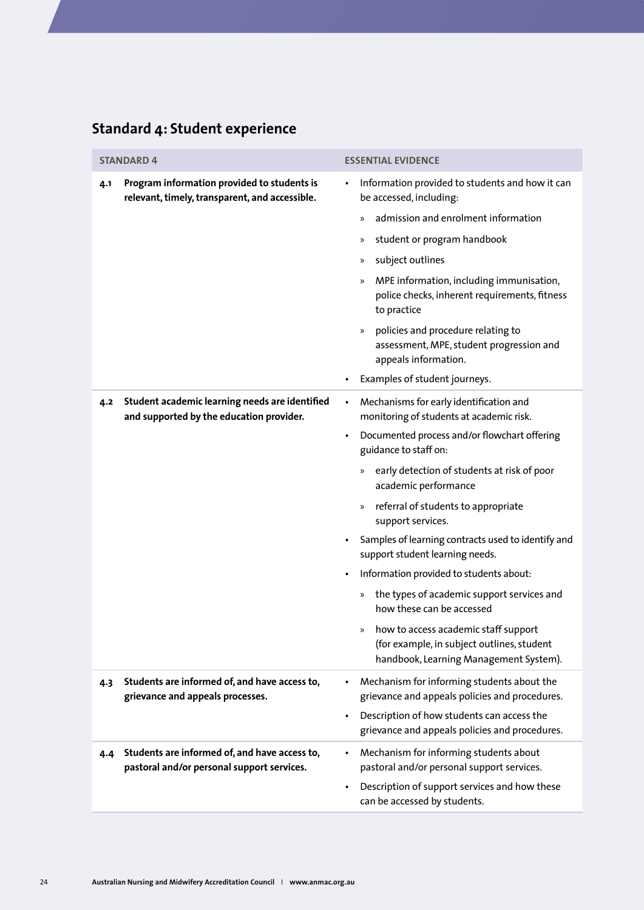## Standard 4: Student experience

| STANDARD 4 | ESSENTIAL EVIDENCE |
|---|---|
| **4.1 Program information provided to students is relevant, timely, transparent, and accessible.** | • Information provided to students and how it can be accessed, including:<br>» admission and enrolment information<br>» student or program handbook<br>» subject outlines<br>» MPE information, including immunisation, police checks, inherent requirements, fitness to practice<br>» policies and procedure relating to assessment, MPE, student progression and appeals information.<br>• Examples of student journeys. |
| **4.2 Student academic learning needs are identified and supported by the education provider.** | • Mechanisms for early identification and monitoring of students at academic risk.<br>• Documented process and/or flowchart offering guidance to staff on:<br>» early detection of students at risk of poor academic performance<br>» referral of students to appropriate support services.<br>• Samples of learning contracts used to identify and support student learning needs.<br>• Information provided to students about:<br>» the types of academic support services and how these can be accessed<br>» how to access academic staff support (for example, in subject outlines, student handbook, Learning Management System). |
| **4.3 Students are informed of, and have access to, grievance and appeals processes.** | • Mechanism for informing students about the grievance and appeals policies and procedures.<br>• Description of how students can access the grievance and appeals policies and procedures. |
| **4.4 Students are informed of, and have access to, pastoral and/or personal support services.** | • Mechanism for informing students about pastoral and/or personal support services.<br>• Description of support services and how these can be accessed by students. |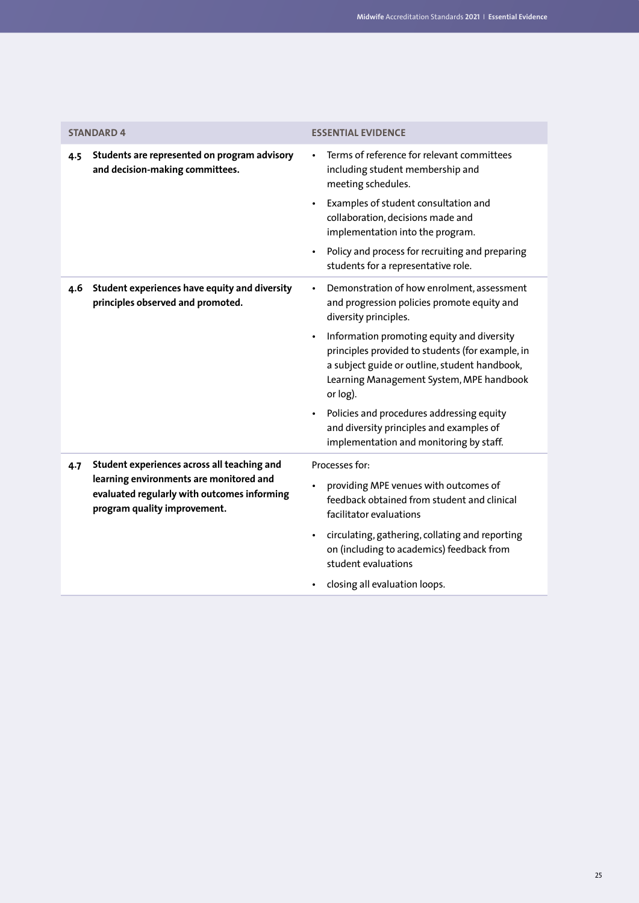| STANDARD 4 | | ESSENTIAL EVIDENCE |
|---|---|---|
| 4.5 | **Students are represented on program advisory and decision-making committees.** | • Terms of reference for relevant committees including student membership and meeting schedules.<br>• Examples of student consultation and collaboration, decisions made and implementation into the program.<br>• Policy and process for recruiting and preparing students for a representative role. |
| 4.6 | **Student experiences have equity and diversity principles observed and promoted.** | • Demonstration of how enrolment, assessment and progression policies promote equity and diversity principles.<br>• Information promoting equity and diversity principles provided to students (for example, in a subject guide or outline, student handbook, Learning Management System, MPE handbook or log).<br>• Policies and procedures addressing equity and diversity principles and examples of implementation and monitoring by staff. |
| 4.7 | **Student experiences across all teaching and learning environments are monitored and evaluated regularly with outcomes informing program quality improvement.** | Processes for:<br>• providing MPE venues with outcomes of feedback obtained from student and clinical facilitator evaluations<br>• circulating, gathering, collating and reporting on (including to academics) feedback from student evaluations<br>• closing all evaluation loops. |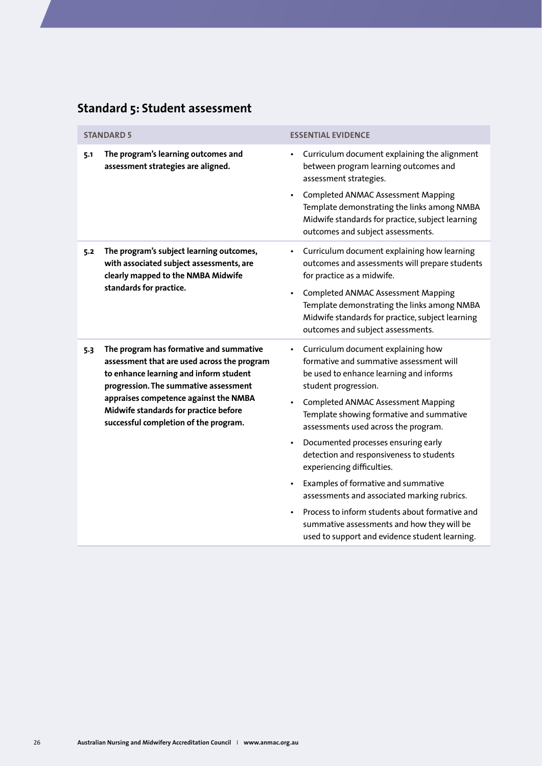## Standard 5: Student assessment

| STANDARD 5 | ESSENTIAL EVIDENCE |
|---|---|
| **5.1 The program's learning outcomes and assessment strategies are aligned.** | • Curriculum document explaining the alignment between program learning outcomes and assessment strategies.<br>• Completed ANMAC Assessment Mapping Template demonstrating the links among NMBA Midwife standards for practice, subject learning outcomes and subject assessments. |
| **5.2 The program's subject learning outcomes, with associated subject assessments, are clearly mapped to the NMBA Midwife standards for practice.** | • Curriculum document explaining how learning outcomes and assessments will prepare students for practice as a midwife.<br>• Completed ANMAC Assessment Mapping Template demonstrating the links among NMBA Midwife standards for practice, subject learning outcomes and subject assessments. |
| **5.3 The program has formative and summative assessment that are used across the program to enhance learning and inform student progression. The summative assessment appraises competence against the NMBA Midwife standards for practice before successful completion of the program.** | • Curriculum document explaining how formative and summative assessment will be used to enhance learning and informs student progression.<br>• Completed ANMAC Assessment Mapping Template showing formative and summative assessments used across the program.<br>• Documented processes ensuring early detection and responsiveness to students experiencing difficulties.<br>• Examples of formative and summative assessments and associated marking rubrics.<br>• Process to inform students about formative and summative assessments and how they will be used to support and evidence student learning. |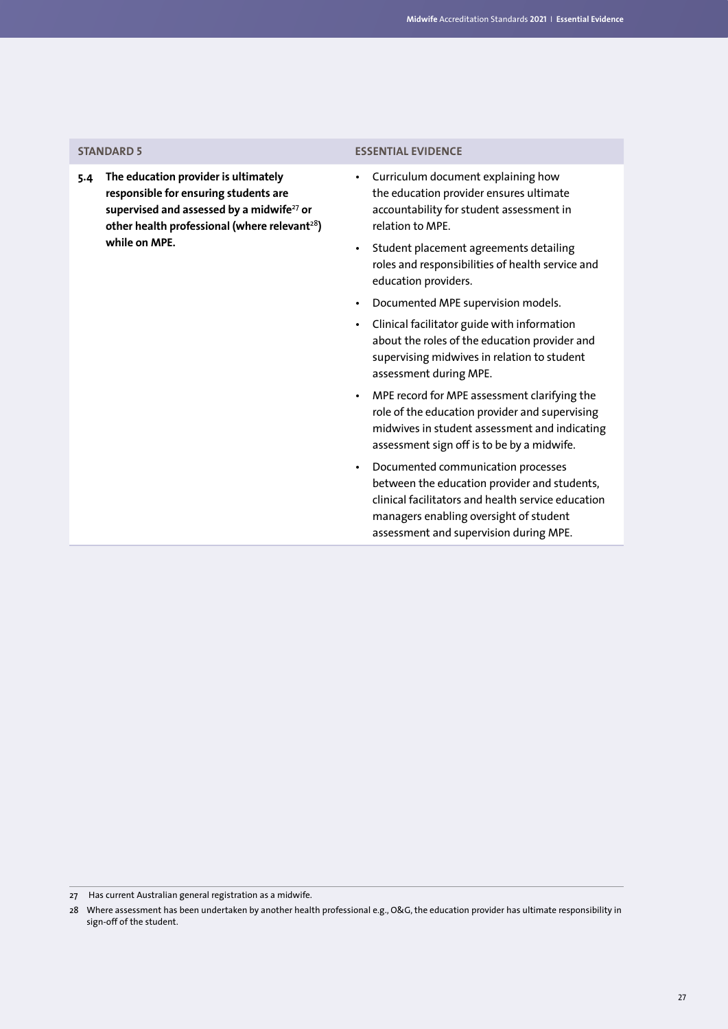| STANDARD 5 | ESSENTIAL EVIDENCE |
|---|---|
| **5.4 The education provider is ultimately responsible for ensuring students are supervised and assessed by a midwife[27] or other health professional (where relevant[28]) while on MPE.** | • Curriculum document explaining how the education provider ensures ultimate accountability for student assessment in relation to MPE.<br>• Student placement agreements detailing roles and responsibilities of health service and education providers.<br>• Documented MPE supervision models.<br>• Clinical facilitator guide with information about the roles of the education provider and supervising midwives in relation to student assessment during MPE.<br>• MPE record for MPE assessment clarifying the role of the education provider and supervising midwives in student assessment and indicating assessment sign off is to be by a midwife.<br>• Documented communication processes between the education provider and students, clinical facilitators and health service education managers enabling oversight of student assessment and supervision during MPE. |

27 Has current Australian general registration as a midwife.

28 Where assessment has been undertaken by another health professional e.g., O&G, the education provider has ultimate responsibility in sign-off of the student.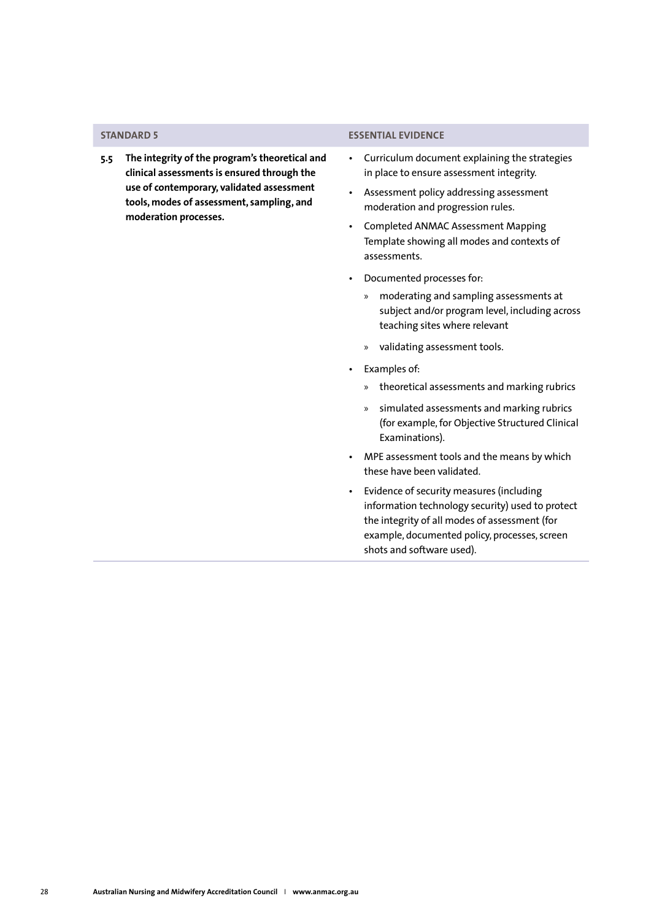| STANDARD 5 | ESSENTIAL EVIDENCE |
| --- | --- |
| **5.5 The integrity of the program's theoretical and clinical assessments is ensured through the use of contemporary, validated assessment tools, modes of assessment, sampling, and moderation processes.** | • Curriculum document explaining the strategies in place to ensure assessment integrity.<br>• Assessment policy addressing assessment moderation and progression rules.<br>• Completed ANMAC Assessment Mapping Template showing all modes and contexts of assessments.<br>• Documented processes for:<br>  » moderating and sampling assessments at subject and/or program level, including across teaching sites where relevant<br>  » validating assessment tools.<br>• Examples of:<br>  » theoretical assessments and marking rubrics<br>  » simulated assessments and marking rubrics (for example, for Objective Structured Clinical Examinations).<br>• MPE assessment tools and the means by which these have been validated.<br>• Evidence of security measures (including information technology security) used to protect the integrity of all modes of assessment (for example, documented policy, processes, screen shots and software used). |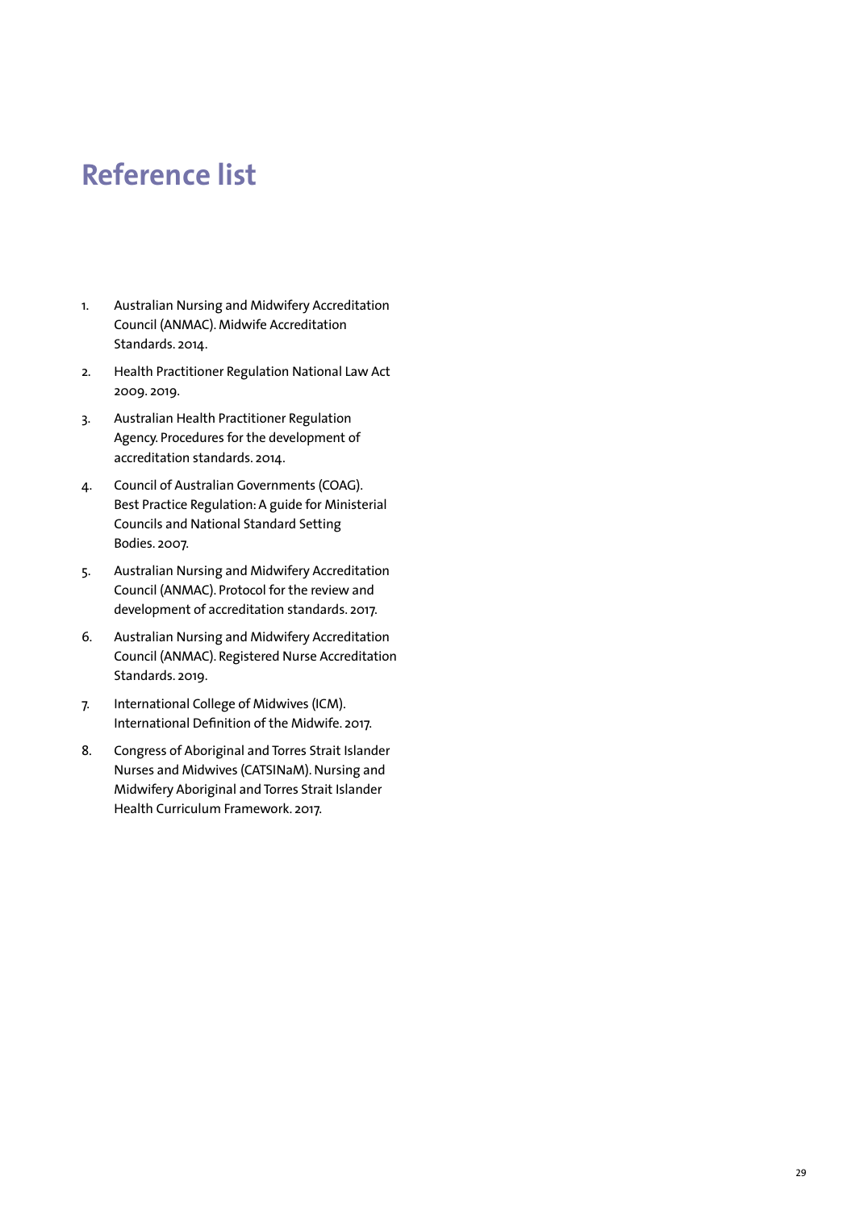# Reference list

1. Australian Nursing and Midwifery Accreditation Council (ANMAC). Midwife Accreditation Standards. 2014.
2. Health Practitioner Regulation National Law Act 2009. 2019.
3. Australian Health Practitioner Regulation Agency. Procedures for the development of accreditation standards. 2014.
4. Council of Australian Governments (COAG). Best Practice Regulation: A guide for Ministerial Councils and National Standard Setting Bodies. 2007.
5. Australian Nursing and Midwifery Accreditation Council (ANMAC). Protocol for the review and development of accreditation standards. 2017.
6. Australian Nursing and Midwifery Accreditation Council (ANMAC). Registered Nurse Accreditation Standards. 2019.
7. International College of Midwives (ICM). International Definition of the Midwife. 2017.
8. Congress of Aboriginal and Torres Strait Islander Nurses and Midwives (CATSINaM). Nursing and Midwifery Aboriginal and Torres Strait Islander Health Curriculum Framework. 2017.